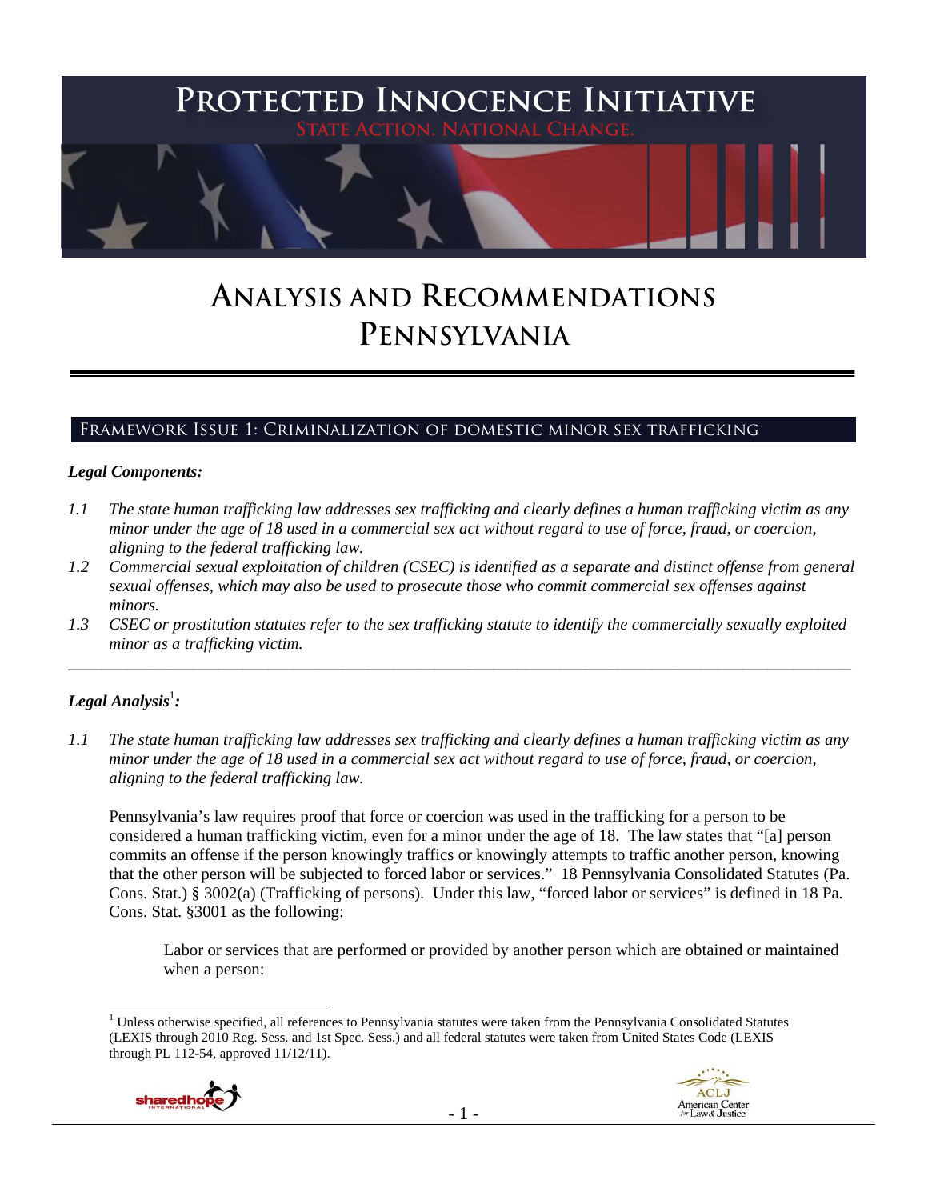# Protected Innocence Initiative

State Action. National Change.

# Analysis and Recommendations Pennsylvania

## Framework Issue 1: Criminalization of domestic minor sex trafficking

***Legal Components:***

*1.1 The state human trafficking law addresses sex trafficking and clearly defines a human trafficking victim as any minor under the age of 18 used in a commercial sex act without regard to use of force, fraud, or coercion, aligning to the federal trafficking law.*

*1.2 Commercial sexual exploitation of children (CSEC) is identified as a separate and distinct offense from general sexual offenses, which may also be used to prosecute those who commit commercial sex offenses against minors.*

*1.3 CSEC or prostitution statutes refer to the sex trafficking statute to identify the commercially sexually exploited minor as a trafficking victim.*

---

***Legal Analysis[1]:***

*1.1 The state human trafficking law addresses sex trafficking and clearly defines a human trafficking victim as any minor under the age of 18 used in a commercial sex act without regard to use of force, fraud, or coercion, aligning to the federal trafficking law.*

Pennsylvania's law requires proof that force or coercion was used in the trafficking for a person to be considered a human trafficking victim, even for a minor under the age of 18. The law states that "[a] person commits an offense if the person knowingly traffics or knowingly attempts to traffic another person, knowing that the other person will be subjected to forced labor or services." 18 Pennsylvania Consolidated Statutes (Pa. Cons. Stat.) § 3002(a) (Trafficking of persons). Under this law, "forced labor or services" is defined in 18 Pa. Cons. Stat. §3001 as the following:

> Labor or services that are performed or provided by another person which are obtained or maintained when a person:

[1] Unless otherwise specified, all references to Pennsylvania statutes were taken from the Pennsylvania Consolidated Statutes (LEXIS through 2010 Reg. Sess. and 1st Spec. Sess.) and all federal statutes were taken from United States Code (LEXIS through PL 112-54, approved 11/12/11).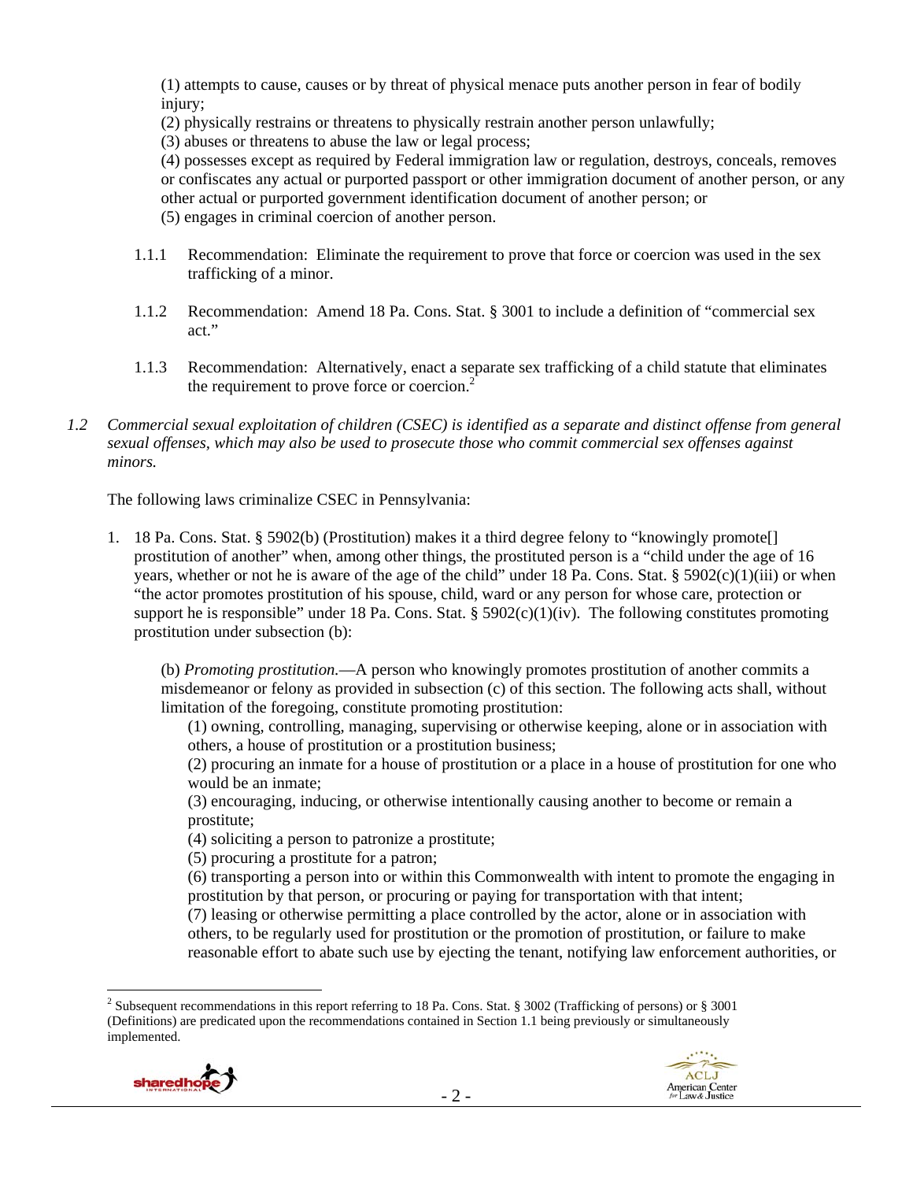(1) attempts to cause, causes or by threat of physical menace puts another person in fear of bodily injury;
(2) physically restrains or threatens to physically restrain another person unlawfully;
(3) abuses or threatens to abuse the law or legal process;
(4) possesses except as required by Federal immigration law or regulation, destroys, conceals, removes or confiscates any actual or purported passport or other immigration document of another person, or any other actual or purported government identification document of another person; or
(5) engages in criminal coercion of another person.

1.1.1 Recommendation: Eliminate the requirement to prove that force or coercion was used in the sex trafficking of a minor.

1.1.2 Recommendation: Amend 18 Pa. Cons. Stat. § 3001 to include a definition of "commercial sex act."

1.1.3 Recommendation: Alternatively, enact a separate sex trafficking of a child statute that eliminates the requirement to prove force or coercion.[2]

*1.2 Commercial sexual exploitation of children (CSEC) is identified as a separate and distinct offense from general sexual offenses, which may also be used to prosecute those who commit commercial sex offenses against minors.*

The following laws criminalize CSEC in Pennsylvania:

1. 18 Pa. Cons. Stat. § 5902(b) (Prostitution) makes it a third degree felony to "knowingly promote[] prostitution of another" when, among other things, the prostituted person is a "child under the age of 16 years, whether or not he is aware of the age of the child" under 18 Pa. Cons. Stat. § 5902(c)(1)(iii) or when "the actor promotes prostitution of his spouse, child, ward or any person for whose care, protection or support he is responsible" under 18 Pa. Cons. Stat. § 5902(c)(1)(iv). The following constitutes promoting prostitution under subsection (b):

   (b) *Promoting prostitution.*—A person who knowingly promotes prostitution of another commits a misdemeanor or felony as provided in subsection (c) of this section. The following acts shall, without limitation of the foregoing, constitute promoting prostitution:
   (1) owning, controlling, managing, supervising or otherwise keeping, alone or in association with others, a house of prostitution or a prostitution business;
   (2) procuring an inmate for a house of prostitution or a place in a house of prostitution for one who would be an inmate;
   (3) encouraging, inducing, or otherwise intentionally causing another to become or remain a prostitute;
   (4) soliciting a person to patronize a prostitute;
   (5) procuring a prostitute for a patron;
   (6) transporting a person into or within this Commonwealth with intent to promote the engaging in prostitution by that person, or procuring or paying for transportation with that intent;
   (7) leasing or otherwise permitting a place controlled by the actor, alone or in association with others, to be regularly used for prostitution or the promotion of prostitution, or failure to make reasonable effort to abate such use by ejecting the tenant, notifying law enforcement authorities, or

[2] Subsequent recommendations in this report referring to 18 Pa. Cons. Stat. § 3002 (Trafficking of persons) or § 3001 (Definitions) are predicated upon the recommendations contained in Section 1.1 being previously or simultaneously implemented.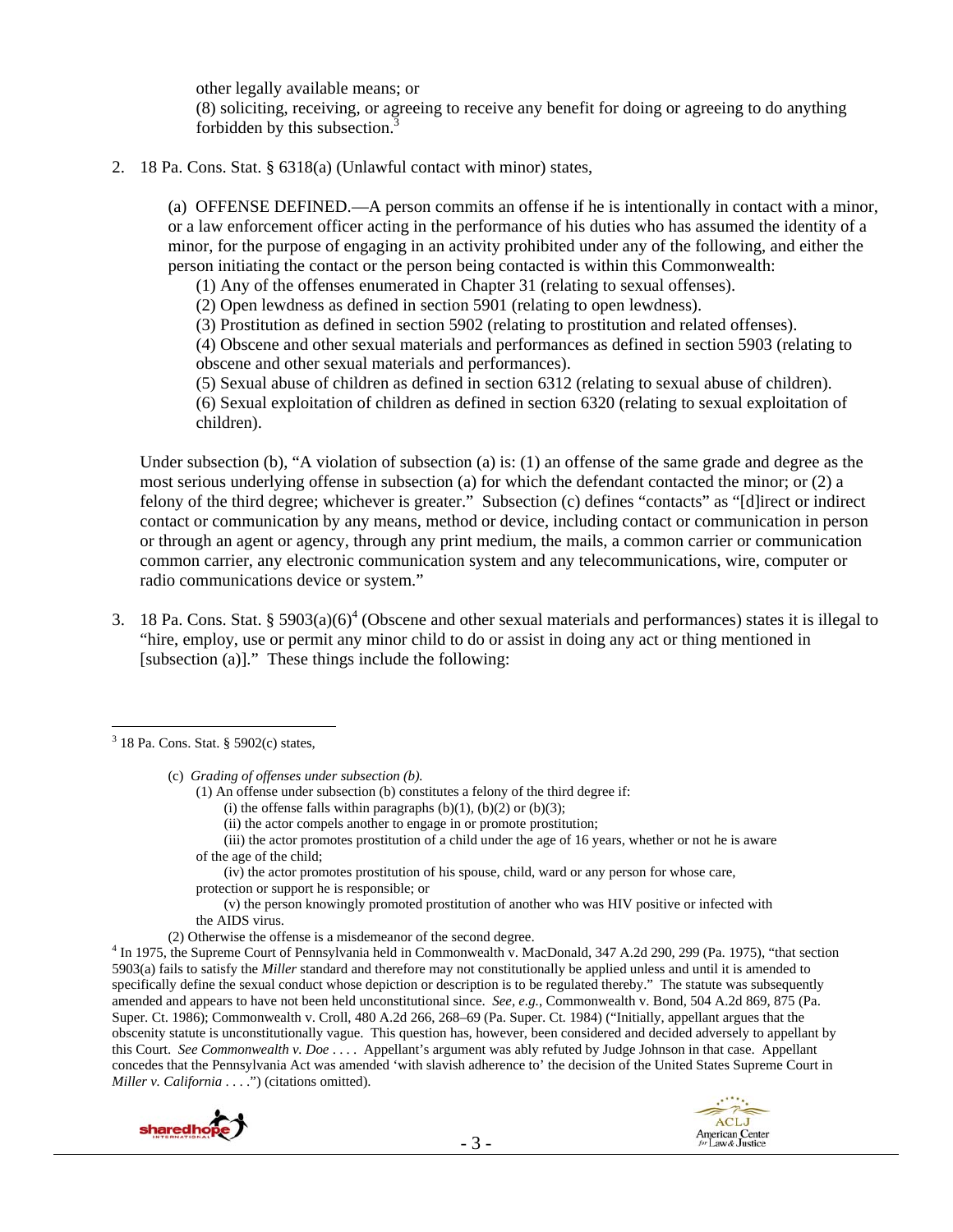other legally available means; or

(8) soliciting, receiving, or agreeing to receive any benefit for doing or agreeing to do anything forbidden by this subsection.[3]

2. 18 Pa. Cons. Stat. § 6318(a) (Unlawful contact with minor) states,

   (a) OFFENSE DEFINED.—A person commits an offense if he is intentionally in contact with a minor, or a law enforcement officer acting in the performance of his duties who has assumed the identity of a minor, for the purpose of engaging in an activity prohibited under any of the following, and either the person initiating the contact or the person being contacted is within this Commonwealth:

   (1) Any of the offenses enumerated in Chapter 31 (relating to sexual offenses).
   (2) Open lewdness as defined in section 5901 (relating to open lewdness).
   (3) Prostitution as defined in section 5902 (relating to prostitution and related offenses).
   (4) Obscene and other sexual materials and performances as defined in section 5903 (relating to obscene and other sexual materials and performances).
   (5) Sexual abuse of children as defined in section 6312 (relating to sexual abuse of children).
   (6) Sexual exploitation of children as defined in section 6320 (relating to sexual exploitation of children).

   Under subsection (b), "A violation of subsection (a) is: (1) an offense of the same grade and degree as the most serious underlying offense in subsection (a) for which the defendant contacted the minor; or (2) a felony of the third degree; whichever is greater." Subsection (c) defines "contacts" as "[d]irect or indirect contact or communication by any means, method or device, including contact or communication in person or through an agent or agency, through any print medium, the mails, a common carrier or communication common carrier, any electronic communication system and any telecommunications, wire, computer or radio communications device or system."

3. 18 Pa. Cons. Stat. § 5903(a)(6)[4] (Obscene and other sexual materials and performances) states it is illegal to "hire, employ, use or permit any minor child to do or assist in doing any act or thing mentioned in [subsection (a)]." These things include the following:

---

[3] 18 Pa. Cons. Stat. § 5902(c) states,

(c) *Grading of offenses under subsection (b).*
(1) An offense under subsection (b) constitutes a felony of the third degree if:
(i) the offense falls within paragraphs (b)(1), (b)(2) or (b)(3);
(ii) the actor compels another to engage in or promote prostitution;
(iii) the actor promotes prostitution of a child under the age of 16 years, whether or not he is aware of the age of the child;
(iv) the actor promotes prostitution of his spouse, child, ward or any person for whose care, protection or support he is responsible; or
(v) the person knowingly promoted prostitution of another who was HIV positive or infected with the AIDS virus.
(2) Otherwise the offense is a misdemeanor of the second degree.

[4] In 1975, the Supreme Court of Pennsylvania held in Commonwealth v. MacDonald, 347 A.2d 290, 299 (Pa. 1975), "that section 5903(a) fails to satisfy the *Miller* standard and therefore may not constitutionally be applied unless and until it is amended to specifically define the sexual conduct whose depiction or description is to be regulated thereby." The statute was subsequently amended and appears to have not been held unconstitutional since. *See, e.g.*, Commonwealth v. Bond, 504 A.2d 869, 875 (Pa. Super. Ct. 1986); Commonwealth v. Croll, 480 A.2d 266, 268–69 (Pa. Super. Ct. 1984) ("Initially, appellant argues that the obscenity statute is unconstitutionally vague. This question has, however, been considered and decided adversely to appellant by this Court. *See Commonwealth v. Doe* . . . . Appellant's argument was ably refuted by Judge Johnson in that case. Appellant concedes that the Pennsylvania Act was amended 'with slavish adherence to' the decision of the United States Supreme Court in *Miller v. California* . . . .") (citations omitted).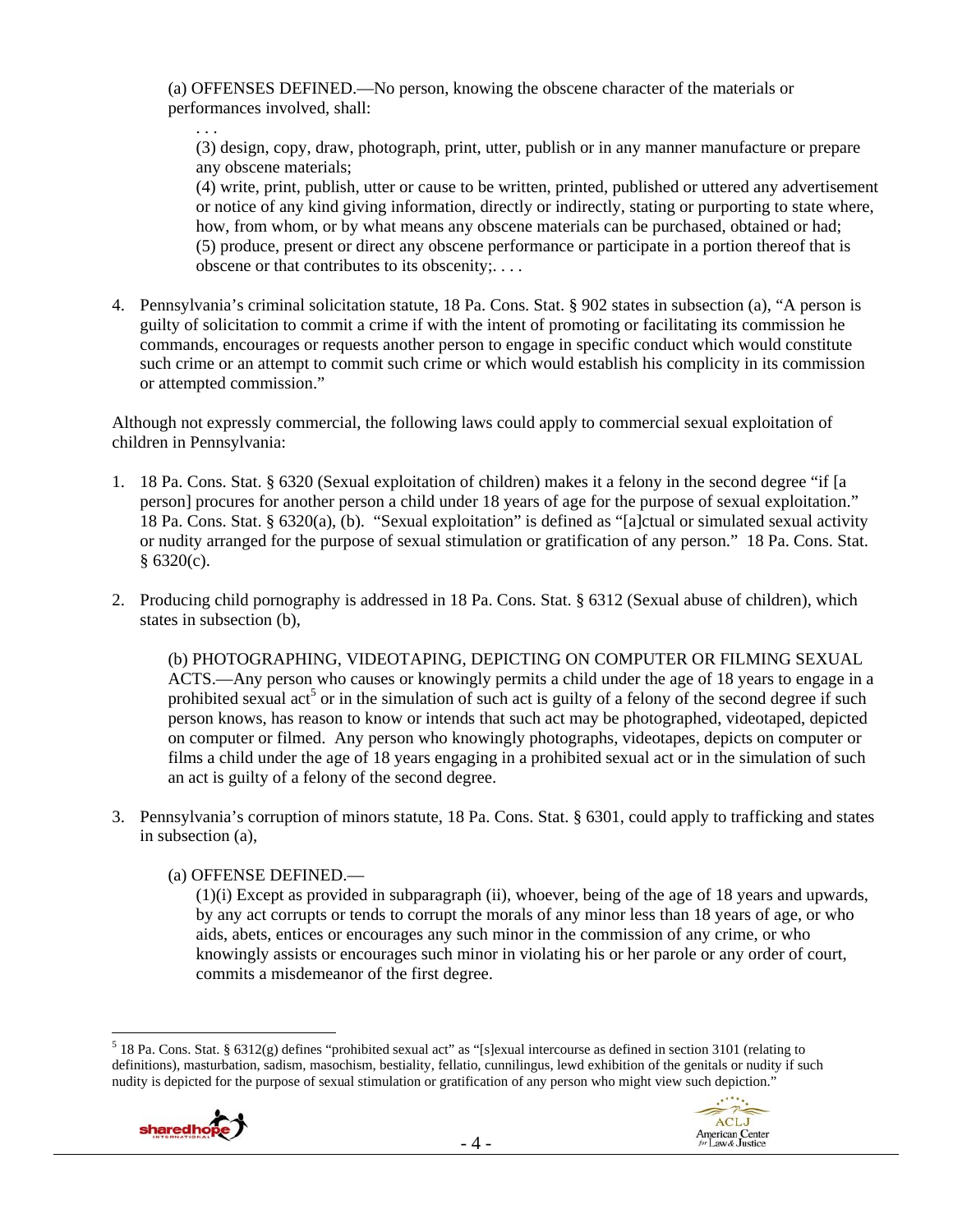(a) OFFENSES DEFINED.—No person, knowing the obscene character of the materials or performances involved, shall:

. . .

(3) design, copy, draw, photograph, print, utter, publish or in any manner manufacture or prepare any obscene materials;

(4) write, print, publish, utter or cause to be written, printed, published or uttered any advertisement or notice of any kind giving information, directly or indirectly, stating or purporting to state where, how, from whom, or by what means any obscene materials can be purchased, obtained or had;

(5) produce, present or direct any obscene performance or participate in a portion thereof that is obscene or that contributes to its obscenity;. . . .

4. Pennsylvania's criminal solicitation statute, 18 Pa. Cons. Stat. § 902 states in subsection (a), "A person is guilty of solicitation to commit a crime if with the intent of promoting or facilitating its commission he commands, encourages or requests another person to engage in specific conduct which would constitute such crime or an attempt to commit such crime or which would establish his complicity in its commission or attempted commission."

Although not expressly commercial, the following laws could apply to commercial sexual exploitation of children in Pennsylvania:

1. 18 Pa. Cons. Stat. § 6320 (Sexual exploitation of children) makes it a felony in the second degree "if [a person] procures for another person a child under 18 years of age for the purpose of sexual exploitation." 18 Pa. Cons. Stat. § 6320(a), (b). "Sexual exploitation" is defined as "[a]ctual or simulated sexual activity or nudity arranged for the purpose of sexual stimulation or gratification of any person." 18 Pa. Cons. Stat. § 6320(c).

2. Producing child pornography is addressed in 18 Pa. Cons. Stat. § 6312 (Sexual abuse of children), which states in subsection (b),

   (b) PHOTOGRAPHING, VIDEOTAPING, DEPICTING ON COMPUTER OR FILMING SEXUAL ACTS.—Any person who causes or knowingly permits a child under the age of 18 years to engage in a prohibited sexual act[5] or in the simulation of such act is guilty of a felony of the second degree if such person knows, has reason to know or intends that such act may be photographed, videotaped, depicted on computer or filmed. Any person who knowingly photographs, videotapes, depicts on computer or films a child under the age of 18 years engaging in a prohibited sexual act or in the simulation of such an act is guilty of a felony of the second degree.

3. Pennsylvania's corruption of minors statute, 18 Pa. Cons. Stat. § 6301, could apply to trafficking and states in subsection (a),

   (a) OFFENSE DEFINED.—

   (1)(i) Except as provided in subparagraph (ii), whoever, being of the age of 18 years and upwards, by any act corrupts or tends to corrupt the morals of any minor less than 18 years of age, or who aids, abets, entices or encourages any such minor in the commission of any crime, or who knowingly assists or encourages such minor in violating his or her parole or any order of court, commits a misdemeanor of the first degree.

[5] 18 Pa. Cons. Stat. § 6312(g) defines "prohibited sexual act" as "[s]exual intercourse as defined in section 3101 (relating to definitions), masturbation, sadism, masochism, bestiality, fellatio, cunnilingus, lewd exhibition of the genitals or nudity if such nudity is depicted for the purpose of sexual stimulation or gratification of any person who might view such depiction."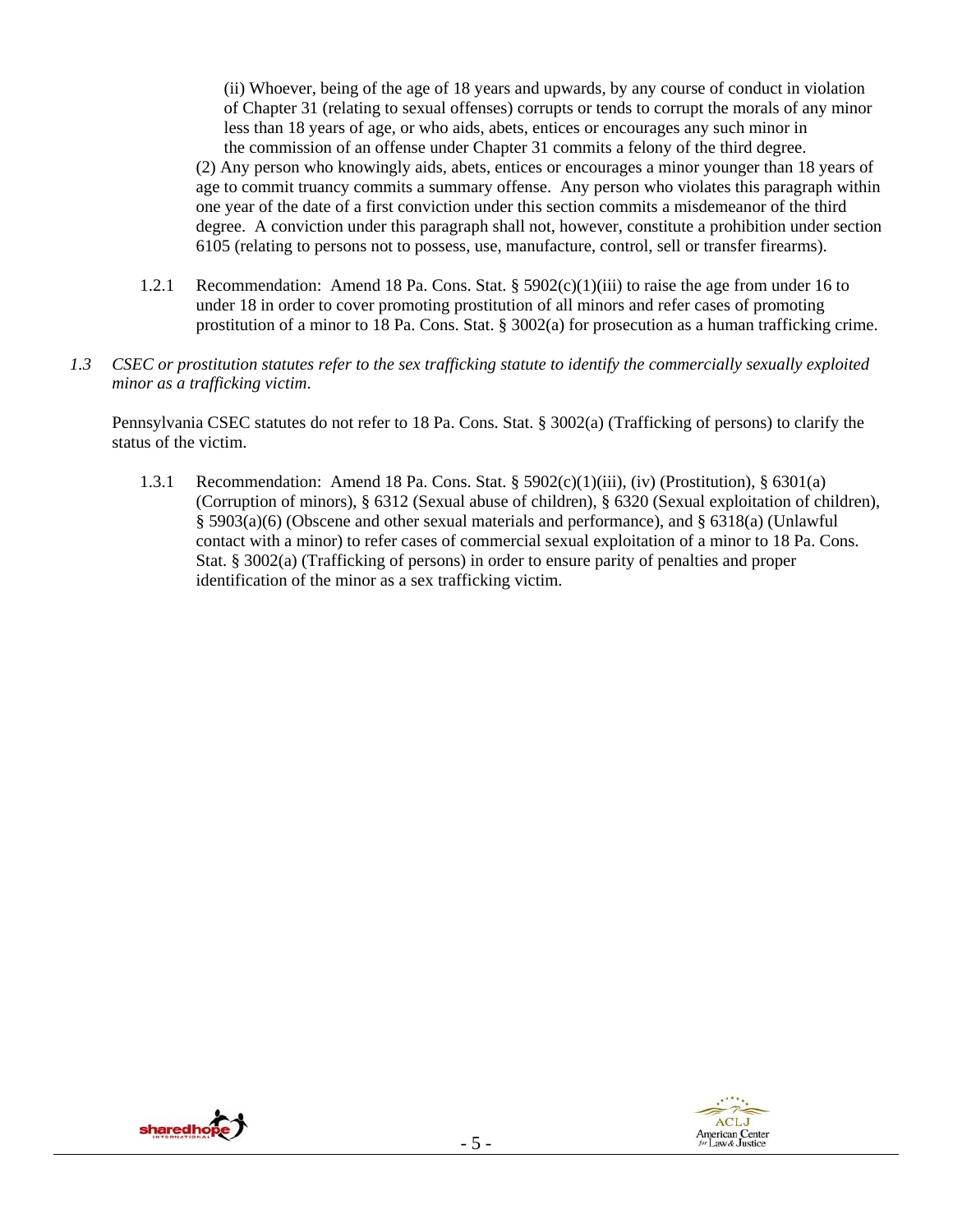(ii) Whoever, being of the age of 18 years and upwards, by any course of conduct in violation of Chapter 31 (relating to sexual offenses) corrupts or tends to corrupt the morals of any minor less than 18 years of age, or who aids, abets, entices or encourages any such minor in the commission of an offense under Chapter 31 commits a felony of the third degree.

(2) Any person who knowingly aids, abets, entices or encourages a minor younger than 18 years of age to commit truancy commits a summary offense. Any person who violates this paragraph within one year of the date of a first conviction under this section commits a misdemeanor of the third degree. A conviction under this paragraph shall not, however, constitute a prohibition under section 6105 (relating to persons not to possess, use, manufacture, control, sell or transfer firearms).

1.2.1 Recommendation: Amend 18 Pa. Cons. Stat. § 5902(c)(1)(iii) to raise the age from under 16 to under 18 in order to cover promoting prostitution of all minors and refer cases of promoting prostitution of a minor to 18 Pa. Cons. Stat. § 3002(a) for prosecution as a human trafficking crime.

*1.3 CSEC or prostitution statutes refer to the sex trafficking statute to identify the commercially sexually exploited minor as a trafficking victim.*

Pennsylvania CSEC statutes do not refer to 18 Pa. Cons. Stat. § 3002(a) (Trafficking of persons) to clarify the status of the victim.

1.3.1 Recommendation: Amend 18 Pa. Cons. Stat. § 5902(c)(1)(iii), (iv) (Prostitution), § 6301(a) (Corruption of minors), § 6312 (Sexual abuse of children), § 6320 (Sexual exploitation of children), § 5903(a)(6) (Obscene and other sexual materials and performance), and § 6318(a) (Unlawful contact with a minor) to refer cases of commercial sexual exploitation of a minor to 18 Pa. Cons. Stat. § 3002(a) (Trafficking of persons) in order to ensure parity of penalties and proper identification of the minor as a sex trafficking victim.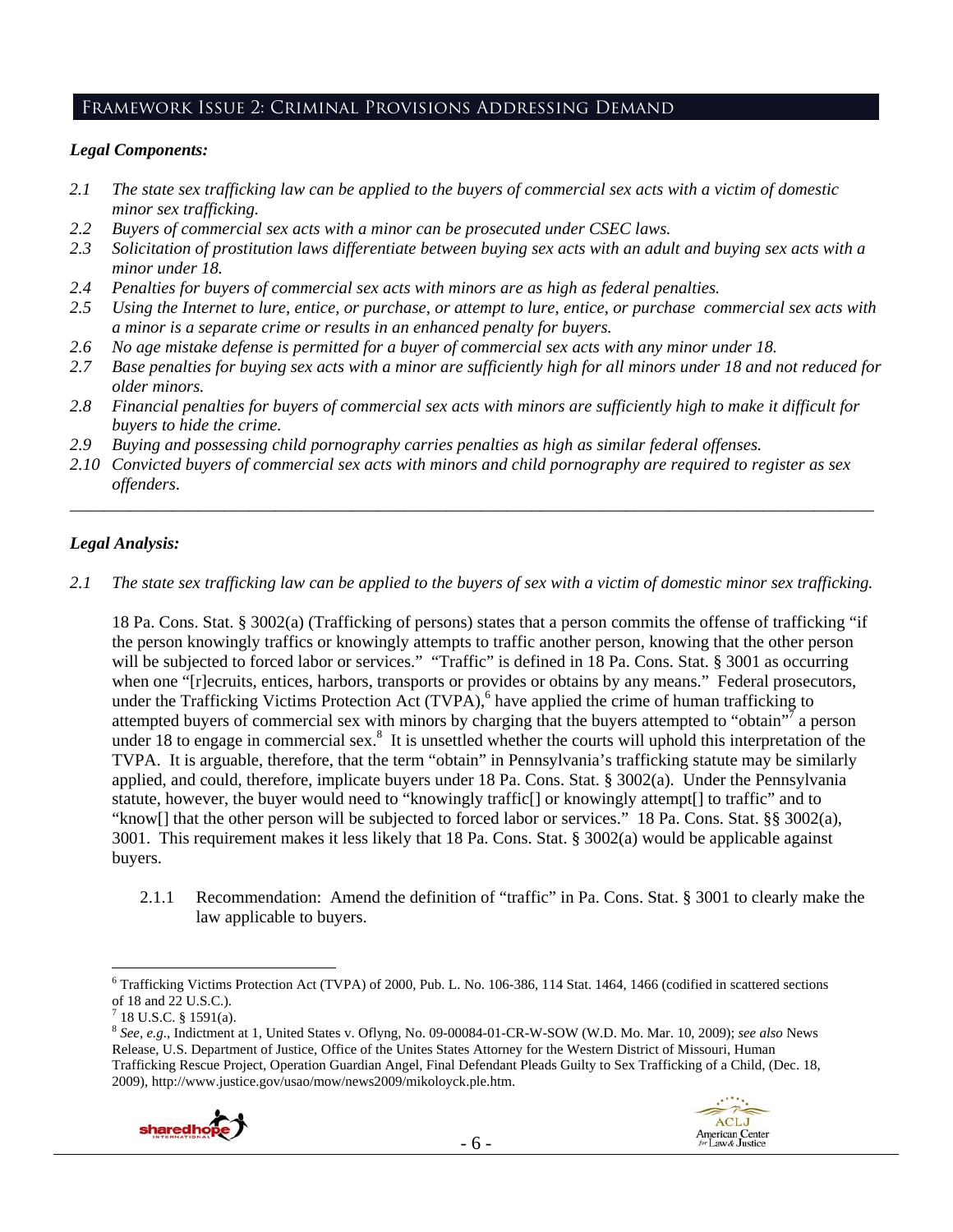## Framework Issue 2: Criminal Provisions Addressing Demand

***Legal Components:***

- *2.1 The state sex trafficking law can be applied to the buyers of commercial sex acts with a victim of domestic minor sex trafficking.*
- *2.2 Buyers of commercial sex acts with a minor can be prosecuted under CSEC laws.*
- *2.3 Solicitation of prostitution laws differentiate between buying sex acts with an adult and buying sex acts with a minor under 18.*
- *2.4 Penalties for buyers of commercial sex acts with minors are as high as federal penalties.*
- *2.5 Using the Internet to lure, entice, or purchase, or attempt to lure, entice, or purchase commercial sex acts with a minor is a separate crime or results in an enhanced penalty for buyers.*
- *2.6 No age mistake defense is permitted for a buyer of commercial sex acts with any minor under 18.*
- *2.7 Base penalties for buying sex acts with a minor are sufficiently high for all minors under 18 and not reduced for older minors.*
- *2.8 Financial penalties for buyers of commercial sex acts with minors are sufficiently high to make it difficult for buyers to hide the crime.*
- *2.9 Buying and possessing child pornography carries penalties as high as similar federal offenses.*
- *2.10 Convicted buyers of commercial sex acts with minors and child pornography are required to register as sex offenders.*

---

***Legal Analysis:***

*2.1 The state sex trafficking law can be applied to the buyers of sex with a victim of domestic minor sex trafficking.*

18 Pa. Cons. Stat. § 3002(a) (Trafficking of persons) states that a person commits the offense of trafficking "if the person knowingly traffics or knowingly attempts to traffic another person, knowing that the other person will be subjected to forced labor or services." "Traffic" is defined in 18 Pa. Cons. Stat. § 3001 as occurring when one "[r]ecruits, entices, harbors, transports or provides or obtains by any means." Federal prosecutors, under the Trafficking Victims Protection Act (TVPA),[6] have applied the crime of human trafficking to attempted buyers of commercial sex with minors by charging that the buyers attempted to "obtain"[7] a person under 18 to engage in commercial sex.[8] It is unsettled whether the courts will uphold this interpretation of the TVPA. It is arguable, therefore, that the term "obtain" in Pennsylvania's trafficking statute may be similarly applied, and could, therefore, implicate buyers under 18 Pa. Cons. Stat. § 3002(a). Under the Pennsylvania statute, however, the buyer would need to "knowingly traffic[] or knowingly attempt[] to traffic" and to "know[] that the other person will be subjected to forced labor or services." 18 Pa. Cons. Stat. §§ 3002(a), 3001. This requirement makes it less likely that 18 Pa. Cons. Stat. § 3002(a) would be applicable against buyers.

2.1.1 Recommendation: Amend the definition of "traffic" in Pa. Cons. Stat. § 3001 to clearly make the law applicable to buyers.

---

[6] Trafficking Victims Protection Act (TVPA) of 2000, Pub. L. No. 106-386, 114 Stat. 1464, 1466 (codified in scattered sections of 18 and 22 U.S.C.).

[7] 18 U.S.C. § 1591(a).

[8] *See, e.g.*, Indictment at 1, United States v. Oflyng, No. 09-00084-01-CR-W-SOW (W.D. Mo. Mar. 10, 2009); *see also* News Release, U.S. Department of Justice, Office of the Unites States Attorney for the Western District of Missouri, Human Trafficking Rescue Project, Operation Guardian Angel, Final Defendant Pleads Guilty to Sex Trafficking of a Child, (Dec. 18, 2009), http://www.justice.gov/usao/mow/news2009/mikoloyck.ple.htm.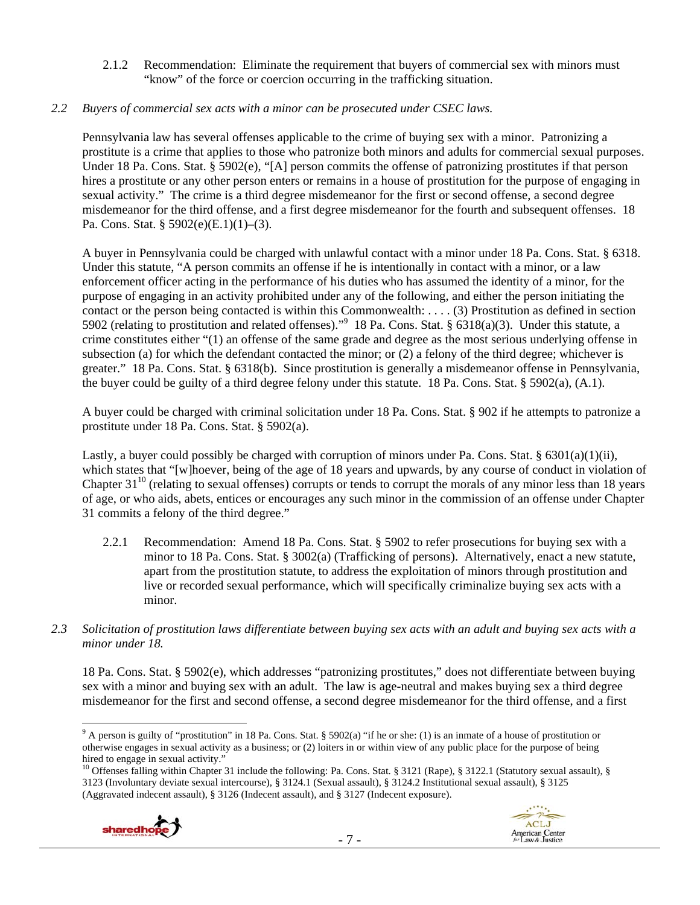2.1.2 Recommendation: Eliminate the requirement that buyers of commercial sex with minors must "know" of the force or coercion occurring in the trafficking situation.

*2.2 Buyers of commercial sex acts with a minor can be prosecuted under CSEC laws.*

Pennsylvania law has several offenses applicable to the crime of buying sex with a minor. Patronizing a prostitute is a crime that applies to those who patronize both minors and adults for commercial sexual purposes. Under 18 Pa. Cons. Stat. § 5902(e), "[A] person commits the offense of patronizing prostitutes if that person hires a prostitute or any other person enters or remains in a house of prostitution for the purpose of engaging in sexual activity." The crime is a third degree misdemeanor for the first or second offense, a second degree misdemeanor for the third offense, and a first degree misdemeanor for the fourth and subsequent offenses. 18 Pa. Cons. Stat. § 5902(e)(E.1)(1)–(3).

A buyer in Pennsylvania could be charged with unlawful contact with a minor under 18 Pa. Cons. Stat. § 6318. Under this statute, "A person commits an offense if he is intentionally in contact with a minor, or a law enforcement officer acting in the performance of his duties who has assumed the identity of a minor, for the purpose of engaging in an activity prohibited under any of the following, and either the person initiating the contact or the person being contacted is within this Commonwealth: . . . . (3) Prostitution as defined in section 5902 (relating to prostitution and related offenses)."[9] 18 Pa. Cons. Stat. § 6318(a)(3). Under this statute, a crime constitutes either "(1) an offense of the same grade and degree as the most serious underlying offense in subsection (a) for which the defendant contacted the minor; or (2) a felony of the third degree; whichever is greater." 18 Pa. Cons. Stat. § 6318(b). Since prostitution is generally a misdemeanor offense in Pennsylvania, the buyer could be guilty of a third degree felony under this statute. 18 Pa. Cons. Stat. § 5902(a), (A.1).

A buyer could be charged with criminal solicitation under 18 Pa. Cons. Stat. § 902 if he attempts to patronize a prostitute under 18 Pa. Cons. Stat. § 5902(a).

Lastly, a buyer could possibly be charged with corruption of minors under Pa. Cons. Stat. § 6301(a)(1)(ii), which states that "[w]hoever, being of the age of 18 years and upwards, by any course of conduct in violation of Chapter 31[10] (relating to sexual offenses) corrupts or tends to corrupt the morals of any minor less than 18 years of age, or who aids, abets, entices or encourages any such minor in the commission of an offense under Chapter 31 commits a felony of the third degree."

2.2.1 Recommendation: Amend 18 Pa. Cons. Stat. § 5902 to refer prosecutions for buying sex with a minor to 18 Pa. Cons. Stat. § 3002(a) (Trafficking of persons). Alternatively, enact a new statute, apart from the prostitution statute, to address the exploitation of minors through prostitution and live or recorded sexual performance, which will specifically criminalize buying sex acts with a minor.

*2.3 Solicitation of prostitution laws differentiate between buying sex acts with an adult and buying sex acts with a minor under 18.*

18 Pa. Cons. Stat. § 5902(e), which addresses "patronizing prostitutes," does not differentiate between buying sex with a minor and buying sex with an adult. The law is age-neutral and makes buying sex a third degree misdemeanor for the first and second offense, a second degree misdemeanor for the third offense, and a first

---

[9] A person is guilty of "prostitution" in 18 Pa. Cons. Stat. § 5902(a) "if he or she: (1) is an inmate of a house of prostitution or otherwise engages in sexual activity as a business; or (2) loiters in or within view of any public place for the purpose of being hired to engage in sexual activity."

[10] Offenses falling within Chapter 31 include the following: Pa. Cons. Stat. § 3121 (Rape), § 3122.1 (Statutory sexual assault), § 3123 (Involuntary deviate sexual intercourse), § 3124.1 (Sexual assault), § 3124.2 Institutional sexual assault), § 3125 (Aggravated indecent assault), § 3126 (Indecent assault), and § 3127 (Indecent exposure).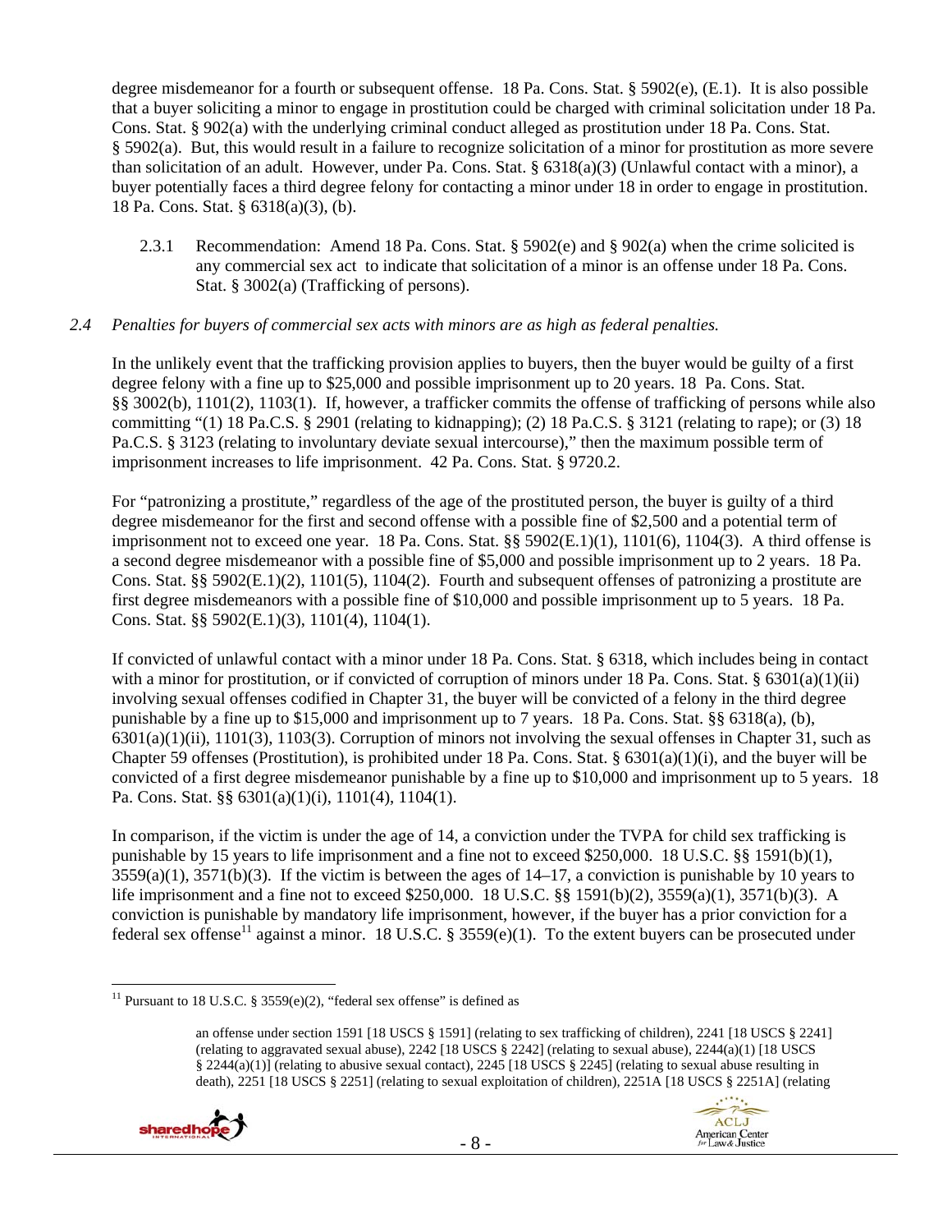degree misdemeanor for a fourth or subsequent offense. 18 Pa. Cons. Stat. § 5902(e), (E.1). It is also possible that a buyer soliciting a minor to engage in prostitution could be charged with criminal solicitation under 18 Pa. Cons. Stat. § 902(a) with the underlying criminal conduct alleged as prostitution under 18 Pa. Cons. Stat. § 5902(a). But, this would result in a failure to recognize solicitation of a minor for prostitution as more severe than solicitation of an adult. However, under Pa. Cons. Stat. § 6318(a)(3) (Unlawful contact with a minor), a buyer potentially faces a third degree felony for contacting a minor under 18 in order to engage in prostitution. 18 Pa. Cons. Stat. § 6318(a)(3), (b).

2.3.1 Recommendation: Amend 18 Pa. Cons. Stat. § 5902(e) and § 902(a) when the crime solicited is any commercial sex act to indicate that solicitation of a minor is an offense under 18 Pa. Cons. Stat. § 3002(a) (Trafficking of persons).

*2.4 Penalties for buyers of commercial sex acts with minors are as high as federal penalties.*

In the unlikely event that the trafficking provision applies to buyers, then the buyer would be guilty of a first degree felony with a fine up to $25,000 and possible imprisonment up to 20 years. 18 Pa. Cons. Stat. §§ 3002(b), 1101(2), 1103(1). If, however, a trafficker commits the offense of trafficking of persons while also committing "(1) 18 Pa.C.S. § 2901 (relating to kidnapping); (2) 18 Pa.C.S. § 3121 (relating to rape); or (3) 18 Pa.C.S. § 3123 (relating to involuntary deviate sexual intercourse)," then the maximum possible term of imprisonment increases to life imprisonment. 42 Pa. Cons. Stat. § 9720.2.

For "patronizing a prostitute," regardless of the age of the prostituted person, the buyer is guilty of a third degree misdemeanor for the first and second offense with a possible fine of $2,500 and a potential term of imprisonment not to exceed one year. 18 Pa. Cons. Stat. §§ 5902(E.1)(1), 1101(6), 1104(3). A third offense is a second degree misdemeanor with a possible fine of $5,000 and possible imprisonment up to 2 years. 18 Pa. Cons. Stat. §§ 5902(E.1)(2), 1101(5), 1104(2). Fourth and subsequent offenses of patronizing a prostitute are first degree misdemeanors with a possible fine of $10,000 and possible imprisonment up to 5 years. 18 Pa. Cons. Stat. §§ 5902(E.1)(3), 1101(4), 1104(1).

If convicted of unlawful contact with a minor under 18 Pa. Cons. Stat. § 6318, which includes being in contact with a minor for prostitution, or if convicted of corruption of minors under 18 Pa. Cons. Stat. § 6301(a)(1)(ii) involving sexual offenses codified in Chapter 31, the buyer will be convicted of a felony in the third degree punishable by a fine up to $15,000 and imprisonment up to 7 years. 18 Pa. Cons. Stat. §§ 6318(a), (b), 6301(a)(1)(ii), 1101(3), 1103(3). Corruption of minors not involving the sexual offenses in Chapter 31, such as Chapter 59 offenses (Prostitution), is prohibited under 18 Pa. Cons. Stat. § 6301(a)(1)(i), and the buyer will be convicted of a first degree misdemeanor punishable by a fine up to $10,000 and imprisonment up to 5 years. 18 Pa. Cons. Stat. §§ 6301(a)(1)(i), 1101(4), 1104(1).

In comparison, if the victim is under the age of 14, a conviction under the TVPA for child sex trafficking is punishable by 15 years to life imprisonment and a fine not to exceed $250,000. 18 U.S.C. §§ 1591(b)(1), 3559(a)(1), 3571(b)(3). If the victim is between the ages of 14–17, a conviction is punishable by 10 years to life imprisonment and a fine not to exceed $250,000. 18 U.S.C. §§ 1591(b)(2), 3559(a)(1), 3571(b)(3). A conviction is punishable by mandatory life imprisonment, however, if the buyer has a prior conviction for a federal sex offense[11] against a minor. 18 U.S.C. § 3559(e)(1). To the extent buyers can be prosecuted under

[11] Pursuant to 18 U.S.C. § 3559(e)(2), "federal sex offense" is defined as

> an offense under section 1591 [18 USCS § 1591] (relating to sex trafficking of children), 2241 [18 USCS § 2241] (relating to aggravated sexual abuse), 2242 [18 USCS § 2242] (relating to sexual abuse), 2244(a)(1) [18 USCS § 2244(a)(1)] (relating to abusive sexual contact), 2245 [18 USCS § 2245] (relating to sexual abuse resulting in death), 2251 [18 USCS § 2251] (relating to sexual exploitation of children), 2251A [18 USCS § 2251A] (relating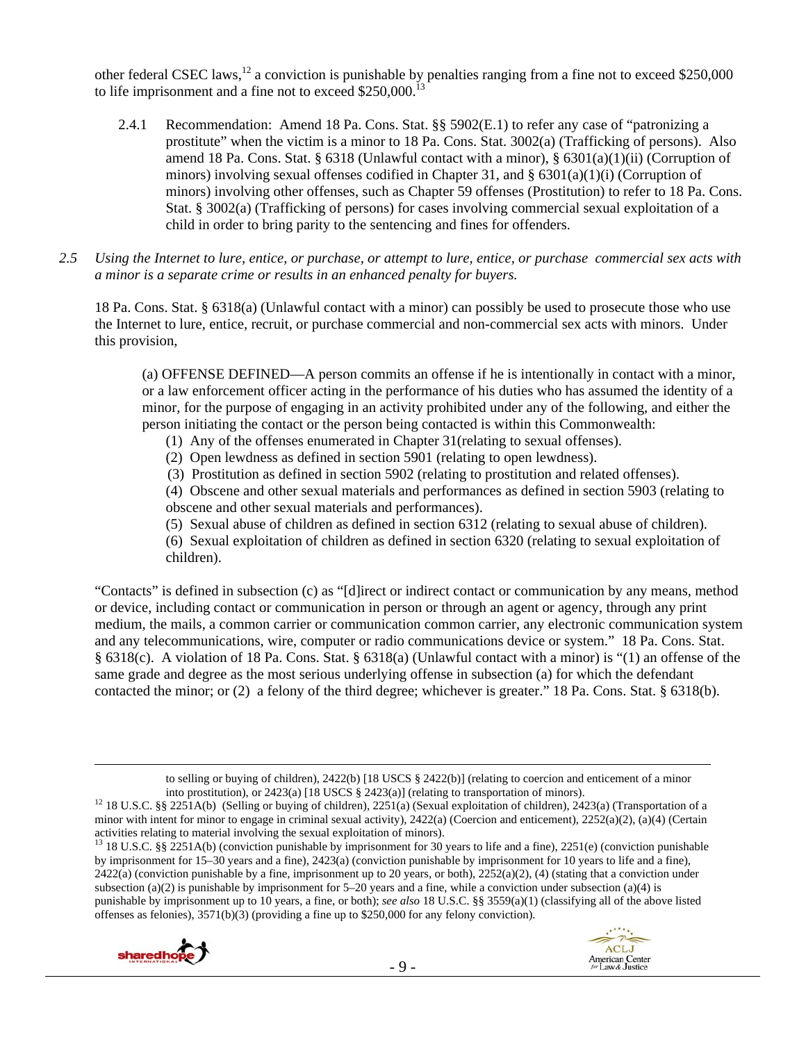other federal CSEC laws,[12] a conviction is punishable by penalties ranging from a fine not to exceed $250,000 to life imprisonment and a fine not to exceed $250,000.[13]

2.4.1 Recommendation: Amend 18 Pa. Cons. Stat. §§ 5902(E.1) to refer any case of "patronizing a prostitute" when the victim is a minor to 18 Pa. Cons. Stat. 3002(a) (Trafficking of persons). Also amend 18 Pa. Cons. Stat. § 6318 (Unlawful contact with a minor), § 6301(a)(1)(ii) (Corruption of minors) involving sexual offenses codified in Chapter 31, and § 6301(a)(1)(i) (Corruption of minors) involving other offenses, such as Chapter 59 offenses (Prostitution) to refer to 18 Pa. Cons. Stat. § 3002(a) (Trafficking of persons) for cases involving commercial sexual exploitation of a child in order to bring parity to the sentencing and fines for offenders.

*2.5 Using the Internet to lure, entice, or purchase, or attempt to lure, entice, or purchase commercial sex acts with a minor is a separate crime or results in an enhanced penalty for buyers.*

18 Pa. Cons. Stat. § 6318(a) (Unlawful contact with a minor) can possibly be used to prosecute those who use the Internet to lure, entice, recruit, or purchase commercial and non-commercial sex acts with minors. Under this provision,

> (a) OFFENSE DEFINED—A person commits an offense if he is intentionally in contact with a minor, or a law enforcement officer acting in the performance of his duties who has assumed the identity of a minor, for the purpose of engaging in an activity prohibited under any of the following, and either the person initiating the contact or the person being contacted is within this Commonwealth:
>
> (1) Any of the offenses enumerated in Chapter 31(relating to sexual offenses).
>
> (2) Open lewdness as defined in section 5901 (relating to open lewdness).
>
> (3) Prostitution as defined in section 5902 (relating to prostitution and related offenses).
>
> (4) Obscene and other sexual materials and performances as defined in section 5903 (relating to obscene and other sexual materials and performances).
>
> (5) Sexual abuse of children as defined in section 6312 (relating to sexual abuse of children).
>
> (6) Sexual exploitation of children as defined in section 6320 (relating to sexual exploitation of children).

"Contacts" is defined in subsection (c) as "[d]irect or indirect contact or communication by any means, method or device, including contact or communication in person or through an agent or agency, through any print medium, the mails, a common carrier or communication common carrier, any electronic communication system and any telecommunications, wire, computer or radio communications device or system." 18 Pa. Cons. Stat. § 6318(c). A violation of 18 Pa. Cons. Stat. § 6318(a) (Unlawful contact with a minor) is "(1) an offense of the same grade and degree as the most serious underlying offense in subsection (a) for which the defendant contacted the minor; or (2) a felony of the third degree; whichever is greater." 18 Pa. Cons. Stat. § 6318(b).

---

to selling or buying of children), 2422(b) [18 USCS § 2422(b)] (relating to coercion and enticement of a minor into prostitution), or 2423(a) [18 USCS § 2423(a)] (relating to transportation of minors).

[12] 18 U.S.C. §§ 2251A(b) (Selling or buying of children), 2251(a) (Sexual exploitation of children), 2423(a) (Transportation of a minor with intent for minor to engage in criminal sexual activity), 2422(a) (Coercion and enticement), 2252(a)(2), (a)(4) (Certain activities relating to material involving the sexual exploitation of minors).

[13] 18 U.S.C. §§ 2251A(b) (conviction punishable by imprisonment for 30 years to life and a fine), 2251(e) (conviction punishable by imprisonment for 15–30 years and a fine), 2423(a) (conviction punishable by imprisonment for 10 years to life and a fine), 2422(a) (conviction punishable by a fine, imprisonment up to 20 years, or both), 2252(a)(2), (4) (stating that a conviction under subsection (a)(2) is punishable by imprisonment for 5–20 years and a fine, while a conviction under subsection (a)(4) is punishable by imprisonment up to 10 years, a fine, or both); *see also* 18 U.S.C. §§ 3559(a)(1) (classifying all of the above listed offenses as felonies), 3571(b)(3) (providing a fine up to $250,000 for any felony conviction).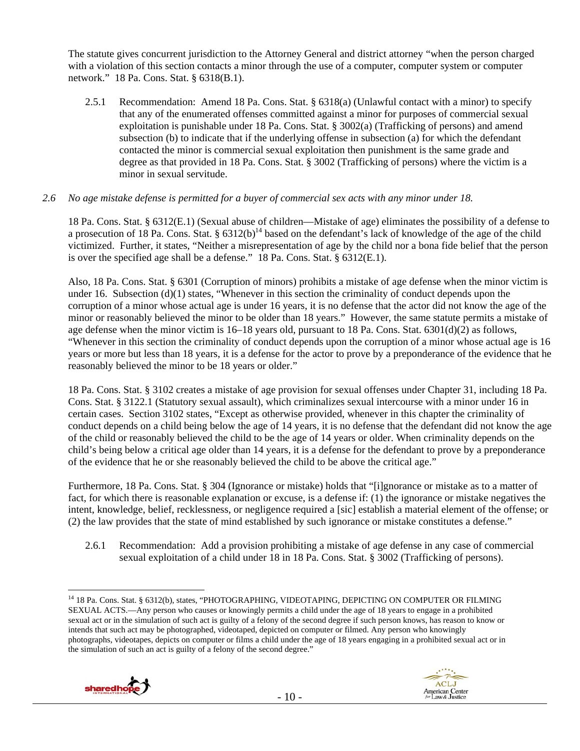The statute gives concurrent jurisdiction to the Attorney General and district attorney "when the person charged with a violation of this section contacts a minor through the use of a computer, computer system or computer network." 18 Pa. Cons. Stat. § 6318(B.1).

2.5.1 Recommendation: Amend 18 Pa. Cons. Stat. § 6318(a) (Unlawful contact with a minor) to specify that any of the enumerated offenses committed against a minor for purposes of commercial sexual exploitation is punishable under 18 Pa. Cons. Stat. § 3002(a) (Trafficking of persons) and amend subsection (b) to indicate that if the underlying offense in subsection (a) for which the defendant contacted the minor is commercial sexual exploitation then punishment is the same grade and degree as that provided in 18 Pa. Cons. Stat. § 3002 (Trafficking of persons) where the victim is a minor in sexual servitude.

*2.6 No age mistake defense is permitted for a buyer of commercial sex acts with any minor under 18.*

18 Pa. Cons. Stat. § 6312(E.1) (Sexual abuse of children—Mistake of age) eliminates the possibility of a defense to a prosecution of 18 Pa. Cons. Stat. § 6312(b)[14] based on the defendant's lack of knowledge of the age of the child victimized. Further, it states, "Neither a misrepresentation of age by the child nor a bona fide belief that the person is over the specified age shall be a defense." 18 Pa. Cons. Stat. § 6312(E.1).

Also, 18 Pa. Cons. Stat. § 6301 (Corruption of minors) prohibits a mistake of age defense when the minor victim is under 16. Subsection (d)(1) states, "Whenever in this section the criminality of conduct depends upon the corruption of a minor whose actual age is under 16 years, it is no defense that the actor did not know the age of the minor or reasonably believed the minor to be older than 18 years." However, the same statute permits a mistake of age defense when the minor victim is 16–18 years old, pursuant to 18 Pa. Cons. Stat. 6301(d)(2) as follows, "Whenever in this section the criminality of conduct depends upon the corruption of a minor whose actual age is 16 years or more but less than 18 years, it is a defense for the actor to prove by a preponderance of the evidence that he reasonably believed the minor to be 18 years or older."

18 Pa. Cons. Stat. § 3102 creates a mistake of age provision for sexual offenses under Chapter 31, including 18 Pa. Cons. Stat. § 3122.1 (Statutory sexual assault), which criminalizes sexual intercourse with a minor under 16 in certain cases. Section 3102 states, "Except as otherwise provided, whenever in this chapter the criminality of conduct depends on a child being below the age of 14 years, it is no defense that the defendant did not know the age of the child or reasonably believed the child to be the age of 14 years or older. When criminality depends on the child's being below a critical age older than 14 years, it is a defense for the defendant to prove by a preponderance of the evidence that he or she reasonably believed the child to be above the critical age."

Furthermore, 18 Pa. Cons. Stat. § 304 (Ignorance or mistake) holds that "[i]gnorance or mistake as to a matter of fact, for which there is reasonable explanation or excuse, is a defense if: (1) the ignorance or mistake negatives the intent, knowledge, belief, recklessness, or negligence required a [sic] establish a material element of the offense; or (2) the law provides that the state of mind established by such ignorance or mistake constitutes a defense."

2.6.1 Recommendation: Add a provision prohibiting a mistake of age defense in any case of commercial sexual exploitation of a child under 18 in 18 Pa. Cons. Stat. § 3002 (Trafficking of persons).

---

[14] 18 Pa. Cons. Stat. § 6312(b), states, "PHOTOGRAPHING, VIDEOTAPING, DEPICTING ON COMPUTER OR FILMING SEXUAL ACTS.—Any person who causes or knowingly permits a child under the age of 18 years to engage in a prohibited sexual act or in the simulation of such act is guilty of a felony of the second degree if such person knows, has reason to know or intends that such act may be photographed, videotaped, depicted on computer or filmed. Any person who knowingly photographs, videotapes, depicts on computer or films a child under the age of 18 years engaging in a prohibited sexual act or in the simulation of such an act is guilty of a felony of the second degree."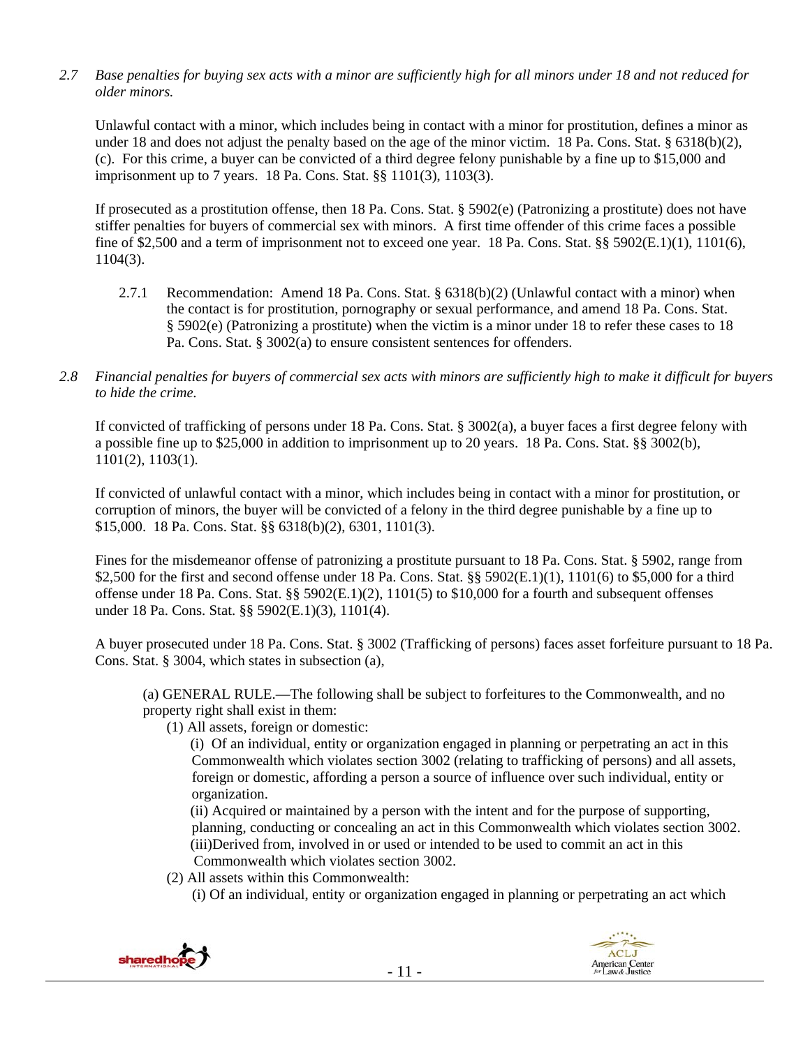*2.7 Base penalties for buying sex acts with a minor are sufficiently high for all minors under 18 and not reduced for older minors.*

Unlawful contact with a minor, which includes being in contact with a minor for prostitution, defines a minor as under 18 and does not adjust the penalty based on the age of the minor victim. 18 Pa. Cons. Stat. § 6318(b)(2), (c). For this crime, a buyer can be convicted of a third degree felony punishable by a fine up to $15,000 and imprisonment up to 7 years. 18 Pa. Cons. Stat. §§ 1101(3), 1103(3).

If prosecuted as a prostitution offense, then 18 Pa. Cons. Stat. § 5902(e) (Patronizing a prostitute) does not have stiffer penalties for buyers of commercial sex with minors. A first time offender of this crime faces a possible fine of $2,500 and a term of imprisonment not to exceed one year. 18 Pa. Cons. Stat. §§ 5902(E.1)(1), 1101(6), 1104(3).

2.7.1 Recommendation: Amend 18 Pa. Cons. Stat. § 6318(b)(2) (Unlawful contact with a minor) when the contact is for prostitution, pornography or sexual performance, and amend 18 Pa. Cons. Stat. § 5902(e) (Patronizing a prostitute) when the victim is a minor under 18 to refer these cases to 18 Pa. Cons. Stat. § 3002(a) to ensure consistent sentences for offenders.

*2.8 Financial penalties for buyers of commercial sex acts with minors are sufficiently high to make it difficult for buyers to hide the crime.*

If convicted of trafficking of persons under 18 Pa. Cons. Stat. § 3002(a), a buyer faces a first degree felony with a possible fine up to $25,000 in addition to imprisonment up to 20 years. 18 Pa. Cons. Stat. §§ 3002(b), 1101(2), 1103(1).

If convicted of unlawful contact with a minor, which includes being in contact with a minor for prostitution, or corruption of minors, the buyer will be convicted of a felony in the third degree punishable by a fine up to $15,000. 18 Pa. Cons. Stat. §§ 6318(b)(2), 6301, 1101(3).

Fines for the misdemeanor offense of patronizing a prostitute pursuant to 18 Pa. Cons. Stat. § 5902, range from $2,500 for the first and second offense under 18 Pa. Cons. Stat. §§ 5902(E.1)(1), 1101(6) to $5,000 for a third offense under 18 Pa. Cons. Stat. §§ 5902(E.1)(2), 1101(5) to $10,000 for a fourth and subsequent offenses under 18 Pa. Cons. Stat. §§ 5902(E.1)(3), 1101(4).

A buyer prosecuted under 18 Pa. Cons. Stat. § 3002 (Trafficking of persons) faces asset forfeiture pursuant to 18 Pa. Cons. Stat. § 3004, which states in subsection (a),

> (a) GENERAL RULE.—The following shall be subject to forfeitures to the Commonwealth, and no property right shall exist in them:
>
> (1) All assets, foreign or domestic:
>
> (i) Of an individual, entity or organization engaged in planning or perpetrating an act in this Commonwealth which violates section 3002 (relating to trafficking of persons) and all assets, foreign or domestic, affording a person a source of influence over such individual, entity or organization.
>
> (ii) Acquired or maintained by a person with the intent and for the purpose of supporting, planning, conducting or concealing an act in this Commonwealth which violates section 3002.
>
> (iii)Derived from, involved in or used or intended to be used to commit an act in this Commonwealth which violates section 3002.
>
> (2) All assets within this Commonwealth:
>
> (i) Of an individual, entity or organization engaged in planning or perpetrating an act which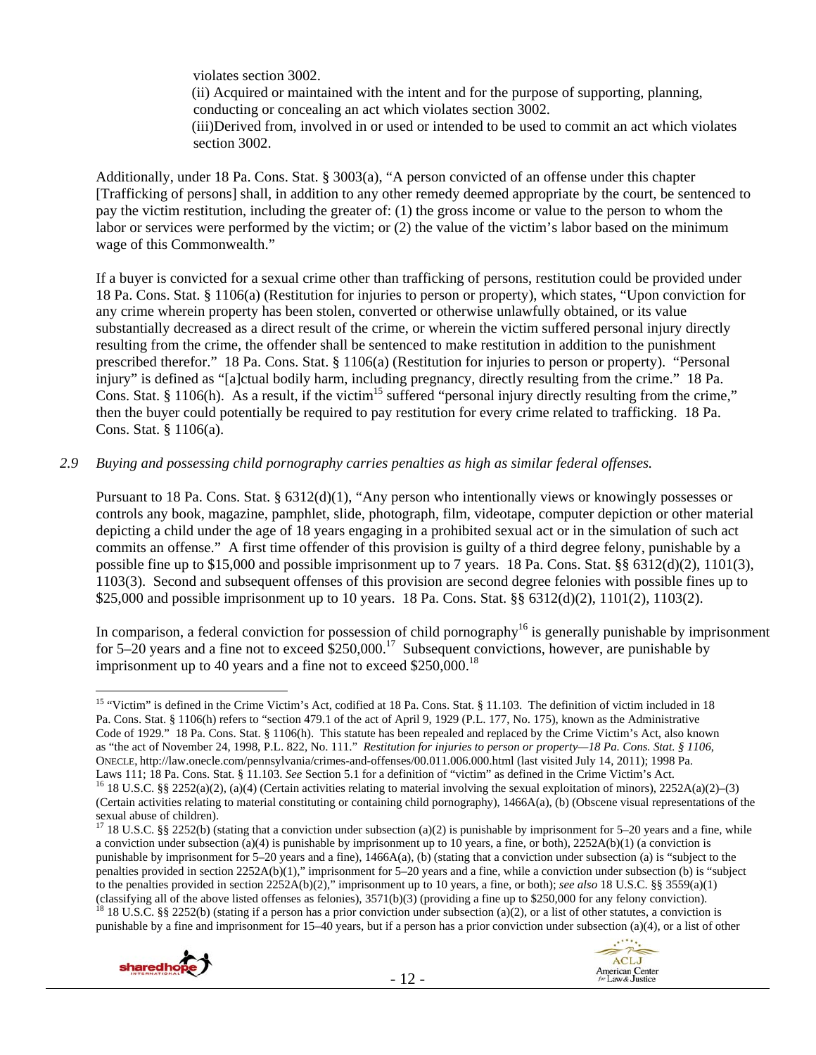violates section 3002.

(ii) Acquired or maintained with the intent and for the purpose of supporting, planning, conducting or concealing an act which violates section 3002.

(iii)Derived from, involved in or used or intended to be used to commit an act which violates section 3002.

Additionally, under 18 Pa. Cons. Stat. § 3003(a), "A person convicted of an offense under this chapter [Trafficking of persons] shall, in addition to any other remedy deemed appropriate by the court, be sentenced to pay the victim restitution, including the greater of: (1) the gross income or value to the person to whom the labor or services were performed by the victim; or (2) the value of the victim's labor based on the minimum wage of this Commonwealth."

If a buyer is convicted for a sexual crime other than trafficking of persons, restitution could be provided under 18 Pa. Cons. Stat. § 1106(a) (Restitution for injuries to person or property), which states, "Upon conviction for any crime wherein property has been stolen, converted or otherwise unlawfully obtained, or its value substantially decreased as a direct result of the crime, or wherein the victim suffered personal injury directly resulting from the crime, the offender shall be sentenced to make restitution in addition to the punishment prescribed therefor." 18 Pa. Cons. Stat. § 1106(a) (Restitution for injuries to person or property). "Personal injury" is defined as "[a]ctual bodily harm, including pregnancy, directly resulting from the crime." 18 Pa. Cons. Stat. § 1106(h). As a result, if the victim[15] suffered "personal injury directly resulting from the crime," then the buyer could potentially be required to pay restitution for every crime related to trafficking. 18 Pa. Cons. Stat. § 1106(a).

*2.9 Buying and possessing child pornography carries penalties as high as similar federal offenses.*

Pursuant to 18 Pa. Cons. Stat. § 6312(d)(1), "Any person who intentionally views or knowingly possesses or controls any book, magazine, pamphlet, slide, photograph, film, videotape, computer depiction or other material depicting a child under the age of 18 years engaging in a prohibited sexual act or in the simulation of such act commits an offense." A first time offender of this provision is guilty of a third degree felony, punishable by a possible fine up to $15,000 and possible imprisonment up to 7 years. 18 Pa. Cons. Stat. §§ 6312(d)(2), 1101(3), 1103(3). Second and subsequent offenses of this provision are second degree felonies with possible fines up to $25,000 and possible imprisonment up to 10 years. 18 Pa. Cons. Stat. §§ 6312(d)(2), 1101(2), 1103(2).

In comparison, a federal conviction for possession of child pornography[16] is generally punishable by imprisonment for 5–20 years and a fine not to exceed $250,000.[17] Subsequent convictions, however, are punishable by imprisonment up to 40 years and a fine not to exceed $250,000.[18]

---

[15] "Victim" is defined in the Crime Victim's Act, codified at 18 Pa. Cons. Stat. § 11.103. The definition of victim included in 18 Pa. Cons. Stat. § 1106(h) refers to "section 479.1 of the act of April 9, 1929 (P.L. 177, No. 175), known as the Administrative Code of 1929." 18 Pa. Cons. Stat. § 1106(h). This statute has been repealed and replaced by the Crime Victim's Act, also known as "the act of November 24, 1998, P.L. 822, No. 111." *Restitution for injuries to person or property—18 Pa. Cons. Stat. § 1106*, ONECLE, http://law.onecle.com/pennsylvania/crimes-and-offenses/00.011.006.000.html (last visited July 14, 2011); 1998 Pa. Laws 111; 18 Pa. Cons. Stat. § 11.103. *See* Section 5.1 for a definition of "victim" as defined in the Crime Victim's Act.

[16] 18 U.S.C. §§ 2252(a)(2), (a)(4) (Certain activities relating to material involving the sexual exploitation of minors), 2252A(a)(2)–(3) (Certain activities relating to material constituting or containing child pornography), 1466A(a), (b) (Obscene visual representations of the sexual abuse of children).

[17] 18 U.S.C. §§ 2252(b) (stating that a conviction under subsection (a)(2) is punishable by imprisonment for 5–20 years and a fine, while a conviction under subsection (a)(4) is punishable by imprisonment up to 10 years, a fine, or both), 2252A(b)(1) (a conviction is punishable by imprisonment for 5–20 years and a fine), 1466A(a), (b) (stating that a conviction under subsection (a) is "subject to the penalties provided in section 2252A(b)(1)," imprisonment for 5–20 years and a fine, while a conviction under subsection (b) is "subject to the penalties provided in section 2252A(b)(2)," imprisonment up to 10 years, a fine, or both); *see also* 18 U.S.C. §§ 3559(a)(1) (classifying all of the above listed offenses as felonies), 3571(b)(3) (providing a fine up to $250,000 for any felony conviction).

[18] 18 U.S.C. §§ 2252(b) (stating if a person has a prior conviction under subsection (a)(2), or a list of other statutes, a conviction is punishable by a fine and imprisonment for 15–40 years, but if a person has a prior conviction under subsection (a)(4), or a list of other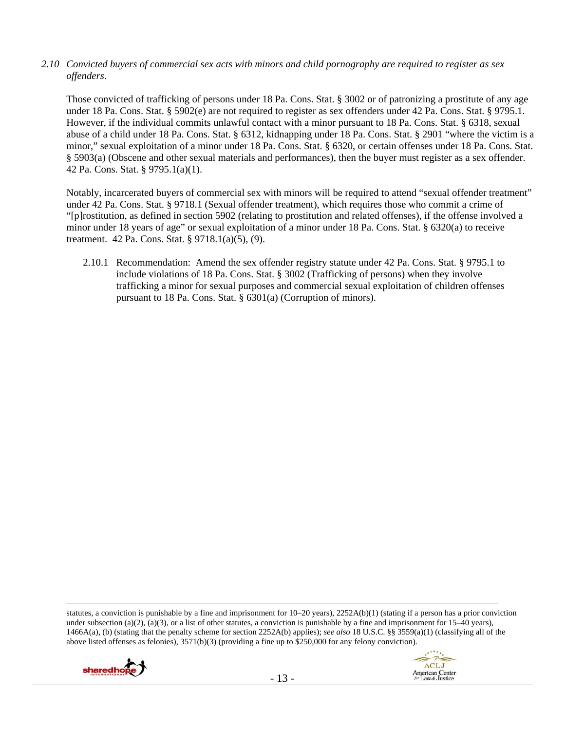*2.10 Convicted buyers of commercial sex acts with minors and child pornography are required to register as sex offenders.*

Those convicted of trafficking of persons under 18 Pa. Cons. Stat. § 3002 or of patronizing a prostitute of any age under 18 Pa. Cons. Stat. § 5902(e) are not required to register as sex offenders under 42 Pa. Cons. Stat. § 9795.1. However, if the individual commits unlawful contact with a minor pursuant to 18 Pa. Cons. Stat. § 6318, sexual abuse of a child under 18 Pa. Cons. Stat. § 6312, kidnapping under 18 Pa. Cons. Stat. § 2901 "where the victim is a minor," sexual exploitation of a minor under 18 Pa. Cons. Stat. § 6320, or certain offenses under 18 Pa. Cons. Stat. § 5903(a) (Obscene and other sexual materials and performances), then the buyer must register as a sex offender. 42 Pa. Cons. Stat. § 9795.1(a)(1).

Notably, incarcerated buyers of commercial sex with minors will be required to attend "sexual offender treatment" under 42 Pa. Cons. Stat. § 9718.1 (Sexual offender treatment), which requires those who commit a crime of "[p]rostitution, as defined in section 5902 (relating to prostitution and related offenses), if the offense involved a minor under 18 years of age" or sexual exploitation of a minor under 18 Pa. Cons. Stat. § 6320(a) to receive treatment. 42 Pa. Cons. Stat. § 9718.1(a)(5), (9).

2.10.1 Recommendation: Amend the sex offender registry statute under 42 Pa. Cons. Stat. § 9795.1 to include violations of 18 Pa. Cons. Stat. § 3002 (Trafficking of persons) when they involve trafficking a minor for sexual purposes and commercial sexual exploitation of children offenses pursuant to 18 Pa. Cons. Stat. § 6301(a) (Corruption of minors).

---

statutes, a conviction is punishable by a fine and imprisonment for 10–20 years), 2252A(b)(1) (stating if a person has a prior conviction under subsection (a)(2), (a)(3), or a list of other statutes, a conviction is punishable by a fine and imprisonment for 15–40 years), 1466A(a), (b) (stating that the penalty scheme for section 2252A(b) applies); *see also* 18 U.S.C. §§ 3559(a)(1) (classifying all of the above listed offenses as felonies), 3571(b)(3) (providing a fine up to $250,000 for any felony conviction).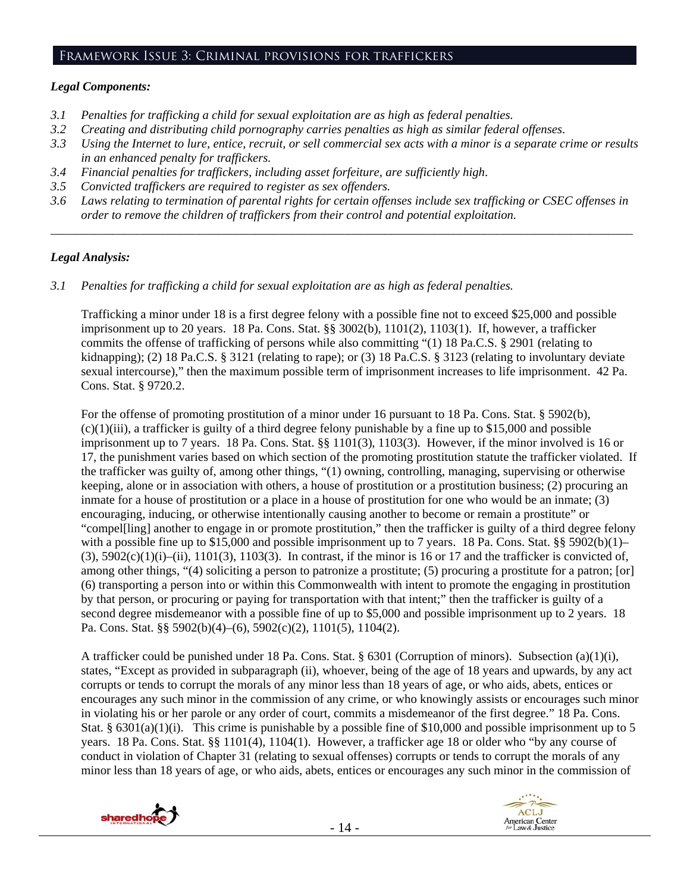## Framework Issue 3: Criminal provisions for traffickers

***Legal Components:***

- *3.1 Penalties for trafficking a child for sexual exploitation are as high as federal penalties.*
- *3.2 Creating and distributing child pornography carries penalties as high as similar federal offenses.*
- *3.3 Using the Internet to lure, entice, recruit, or sell commercial sex acts with a minor is a separate crime or results in an enhanced penalty for traffickers.*
- *3.4 Financial penalties for traffickers, including asset forfeiture, are sufficiently high.*
- *3.5 Convicted traffickers are required to register as sex offenders.*
- *3.6 Laws relating to termination of parental rights for certain offenses include sex trafficking or CSEC offenses in order to remove the children of traffickers from their control and potential exploitation.*

---

***Legal Analysis:***

*3.1 Penalties for trafficking a child for sexual exploitation are as high as federal penalties.*

Trafficking a minor under 18 is a first degree felony with a possible fine not to exceed $25,000 and possible imprisonment up to 20 years. 18 Pa. Cons. Stat. §§ 3002(b), 1101(2), 1103(1). If, however, a trafficker commits the offense of trafficking of persons while also committing "(1) 18 Pa.C.S. § 2901 (relating to kidnapping); (2) 18 Pa.C.S. § 3121 (relating to rape); or (3) 18 Pa.C.S. § 3123 (relating to involuntary deviate sexual intercourse)," then the maximum possible term of imprisonment increases to life imprisonment. 42 Pa. Cons. Stat. § 9720.2.

For the offense of promoting prostitution of a minor under 16 pursuant to 18 Pa. Cons. Stat. § 5902(b), (c)(1)(iii), a trafficker is guilty of a third degree felony punishable by a fine up to $15,000 and possible imprisonment up to 7 years. 18 Pa. Cons. Stat. §§ 1101(3), 1103(3). However, if the minor involved is 16 or 17, the punishment varies based on which section of the promoting prostitution statute the trafficker violated. If the trafficker was guilty of, among other things, "(1) owning, controlling, managing, supervising or otherwise keeping, alone or in association with others, a house of prostitution or a prostitution business; (2) procuring an inmate for a house of prostitution or a place in a house of prostitution for one who would be an inmate; (3) encouraging, inducing, or otherwise intentionally causing another to become or remain a prostitute" or "compel[ling] another to engage in or promote prostitution," then the trafficker is guilty of a third degree felony with a possible fine up to $15,000 and possible imprisonment up to 7 years. 18 Pa. Cons. Stat. §§ 5902(b)(1)–(3), 5902(c)(1)(i)–(ii), 1101(3), 1103(3). In contrast, if the minor is 16 or 17 and the trafficker is convicted of, among other things, "(4) soliciting a person to patronize a prostitute; (5) procuring a prostitute for a patron; [or] (6) transporting a person into or within this Commonwealth with intent to promote the engaging in prostitution by that person, or procuring or paying for transportation with that intent;" then the trafficker is guilty of a second degree misdemeanor with a possible fine of up to $5,000 and possible imprisonment up to 2 years. 18 Pa. Cons. Stat. §§ 5902(b)(4)–(6), 5902(c)(2), 1101(5), 1104(2).

A trafficker could be punished under 18 Pa. Cons. Stat. § 6301 (Corruption of minors). Subsection (a)(1)(i), states, "Except as provided in subparagraph (ii), whoever, being of the age of 18 years and upwards, by any act corrupts or tends to corrupt the morals of any minor less than 18 years of age, or who aids, abets, entices or encourages any such minor in the commission of any crime, or who knowingly assists or encourages such minor in violating his or her parole or any order of court, commits a misdemeanor of the first degree." 18 Pa. Cons. Stat. § 6301(a)(1)(i). This crime is punishable by a possible fine of $10,000 and possible imprisonment up to 5 years. 18 Pa. Cons. Stat. §§ 1101(4), 1104(1). However, a trafficker age 18 or older who "by any course of conduct in violation of Chapter 31 (relating to sexual offenses) corrupts or tends to corrupt the morals of any minor less than 18 years of age, or who aids, abets, entices or encourages any such minor in the commission of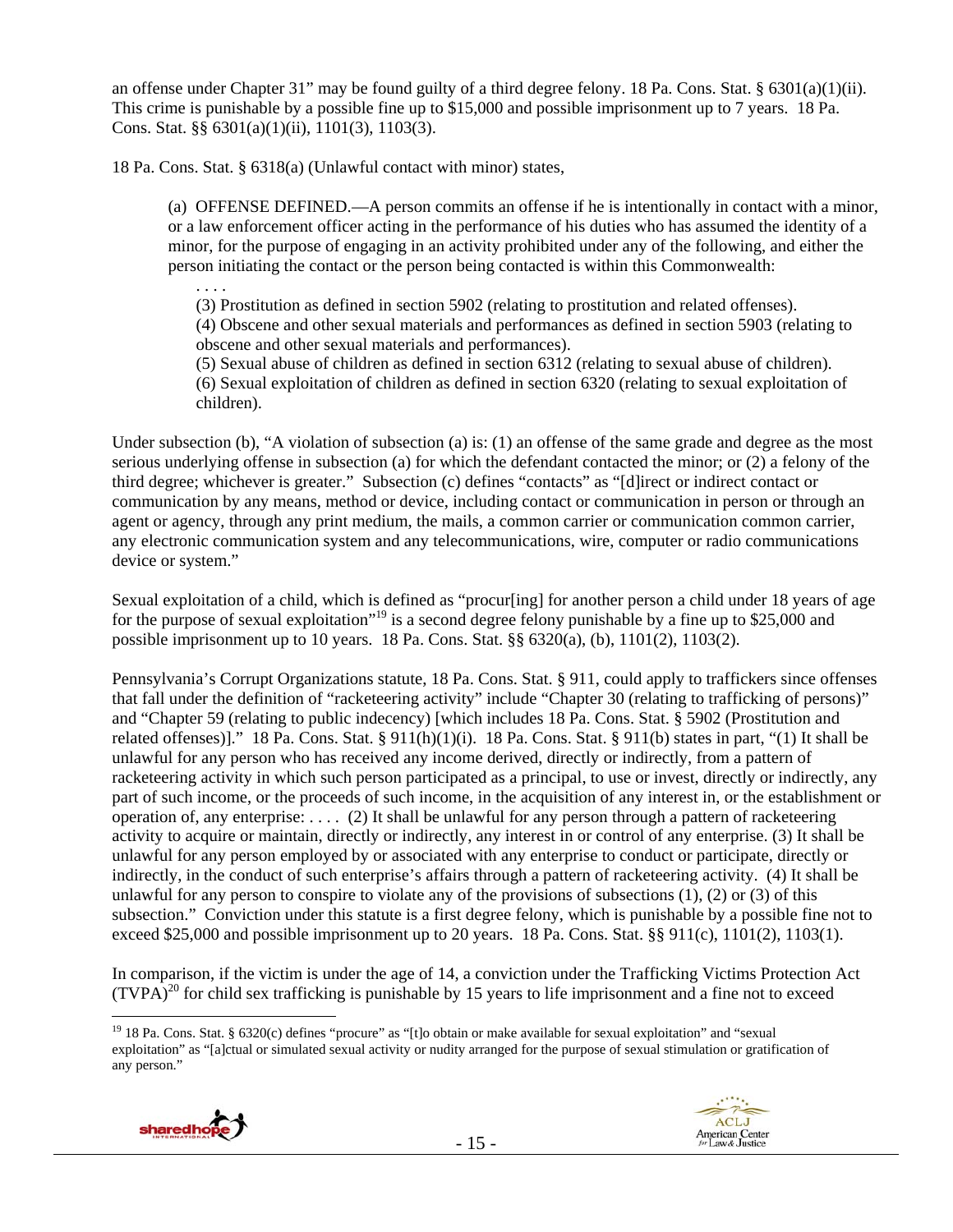an offense under Chapter 31" may be found guilty of a third degree felony. 18 Pa. Cons. Stat. § 6301(a)(1)(ii). This crime is punishable by a possible fine up to $15,000 and possible imprisonment up to 7 years. 18 Pa. Cons. Stat. §§ 6301(a)(1)(ii), 1101(3), 1103(3).

18 Pa. Cons. Stat. § 6318(a) (Unlawful contact with minor) states,

> (a) OFFENSE DEFINED.—A person commits an offense if he is intentionally in contact with a minor, or a law enforcement officer acting in the performance of his duties who has assumed the identity of a minor, for the purpose of engaging in an activity prohibited under any of the following, and either the person initiating the contact or the person being contacted is within this Commonwealth:
>
> . . . .
>
> (3) Prostitution as defined in section 5902 (relating to prostitution and related offenses).
>
> (4) Obscene and other sexual materials and performances as defined in section 5903 (relating to obscene and other sexual materials and performances).
>
> (5) Sexual abuse of children as defined in section 6312 (relating to sexual abuse of children).
>
> (6) Sexual exploitation of children as defined in section 6320 (relating to sexual exploitation of children).

Under subsection (b), "A violation of subsection (a) is: (1) an offense of the same grade and degree as the most serious underlying offense in subsection (a) for which the defendant contacted the minor; or (2) a felony of the third degree; whichever is greater." Subsection (c) defines "contacts" as "[d]irect or indirect contact or communication by any means, method or device, including contact or communication in person or through an agent or agency, through any print medium, the mails, a common carrier or communication common carrier, any electronic communication system and any telecommunications, wire, computer or radio communications device or system."

Sexual exploitation of a child, which is defined as "procur[ing] for another person a child under 18 years of age for the purpose of sexual exploitation"[19] is a second degree felony punishable by a fine up to $25,000 and possible imprisonment up to 10 years. 18 Pa. Cons. Stat. §§ 6320(a), (b), 1101(2), 1103(2).

Pennsylvania's Corrupt Organizations statute, 18 Pa. Cons. Stat. § 911, could apply to traffickers since offenses that fall under the definition of "racketeering activity" include "Chapter 30 (relating to trafficking of persons)" and "Chapter 59 (relating to public indecency) [which includes 18 Pa. Cons. Stat. § 5902 (Prostitution and related offenses)]." 18 Pa. Cons. Stat. § 911(h)(1)(i). 18 Pa. Cons. Stat. § 911(b) states in part, "(1) It shall be unlawful for any person who has received any income derived, directly or indirectly, from a pattern of racketeering activity in which such person participated as a principal, to use or invest, directly or indirectly, any part of such income, or the proceeds of such income, in the acquisition of any interest in, or the establishment or operation of, any enterprise: . . . . (2) It shall be unlawful for any person through a pattern of racketeering activity to acquire or maintain, directly or indirectly, any interest in or control of any enterprise. (3) It shall be unlawful for any person employed by or associated with any enterprise to conduct or participate, directly or indirectly, in the conduct of such enterprise's affairs through a pattern of racketeering activity. (4) It shall be unlawful for any person to conspire to violate any of the provisions of subsections (1), (2) or (3) of this subsection." Conviction under this statute is a first degree felony, which is punishable by a possible fine not to exceed $25,000 and possible imprisonment up to 20 years. 18 Pa. Cons. Stat. §§ 911(c), 1101(2), 1103(1).

In comparison, if the victim is under the age of 14, a conviction under the Trafficking Victims Protection Act (TVPA)[20] for child sex trafficking is punishable by 15 years to life imprisonment and a fine not to exceed

[19] 18 Pa. Cons. Stat. § 6320(c) defines "procure" as "[t]o obtain or make available for sexual exploitation" and "sexual exploitation" as "[a]ctual or simulated sexual activity or nudity arranged for the purpose of sexual stimulation or gratification of any person."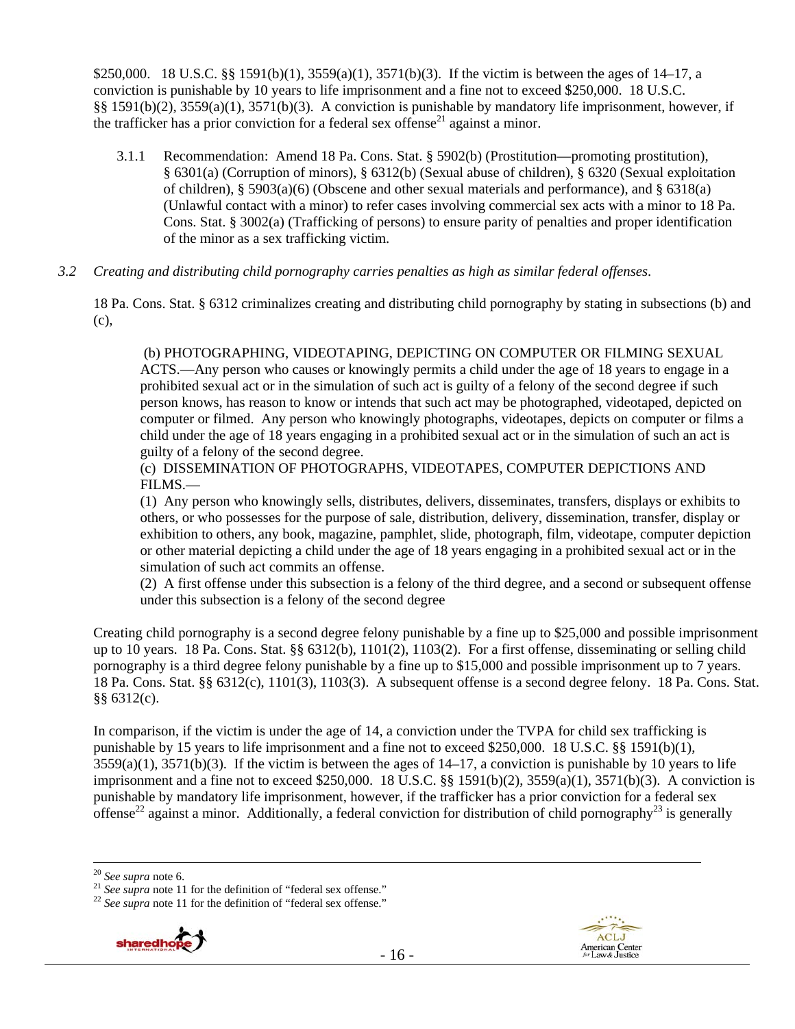$250,000. 18 U.S.C. §§ 1591(b)(1), 3559(a)(1), 3571(b)(3). If the victim is between the ages of 14–17, a conviction is punishable by 10 years to life imprisonment and a fine not to exceed $250,000. 18 U.S.C. §§ 1591(b)(2), 3559(a)(1), 3571(b)(3). A conviction is punishable by mandatory life imprisonment, however, if the trafficker has a prior conviction for a federal sex offense[21] against a minor.

3.1.1 Recommendation: Amend 18 Pa. Cons. Stat. § 5902(b) (Prostitution—promoting prostitution), § 6301(a) (Corruption of minors), § 6312(b) (Sexual abuse of children), § 6320 (Sexual exploitation of children), § 5903(a)(6) (Obscene and other sexual materials and performance), and § 6318(a) (Unlawful contact with a minor) to refer cases involving commercial sex acts with a minor to 18 Pa. Cons. Stat. § 3002(a) (Trafficking of persons) to ensure parity of penalties and proper identification of the minor as a sex trafficking victim.

*3.2 Creating and distributing child pornography carries penalties as high as similar federal offenses.*

18 Pa. Cons. Stat. § 6312 criminalizes creating and distributing child pornography by stating in subsections (b) and (c),

> (b) PHOTOGRAPHING, VIDEOTAPING, DEPICTING ON COMPUTER OR FILMING SEXUAL ACTS.—Any person who causes or knowingly permits a child under the age of 18 years to engage in a prohibited sexual act or in the simulation of such act is guilty of a felony of the second degree if such person knows, has reason to know or intends that such act may be photographed, videotaped, depicted on computer or filmed. Any person who knowingly photographs, videotapes, depicts on computer or films a child under the age of 18 years engaging in a prohibited sexual act or in the simulation of such an act is guilty of a felony of the second degree.
>
> (c) DISSEMINATION OF PHOTOGRAPHS, VIDEOTAPES, COMPUTER DEPICTIONS AND FILMS.—
>
> (1) Any person who knowingly sells, distributes, delivers, disseminates, transfers, displays or exhibits to others, or who possesses for the purpose of sale, distribution, delivery, dissemination, transfer, display or exhibition to others, any book, magazine, pamphlet, slide, photograph, film, videotape, computer depiction or other material depicting a child under the age of 18 years engaging in a prohibited sexual act or in the simulation of such act commits an offense.
>
> (2) A first offense under this subsection is a felony of the third degree, and a second or subsequent offense under this subsection is a felony of the second degree

Creating child pornography is a second degree felony punishable by a fine up to $25,000 and possible imprisonment up to 10 years. 18 Pa. Cons. Stat. §§ 6312(b), 1101(2), 1103(2). For a first offense, disseminating or selling child pornography is a third degree felony punishable by a fine up to $15,000 and possible imprisonment up to 7 years. 18 Pa. Cons. Stat. §§ 6312(c), 1101(3), 1103(3). A subsequent offense is a second degree felony. 18 Pa. Cons. Stat. §§ 6312(c).

In comparison, if the victim is under the age of 14, a conviction under the TVPA for child sex trafficking is punishable by 15 years to life imprisonment and a fine not to exceed $250,000. 18 U.S.C. §§ 1591(b)(1), 3559(a)(1), 3571(b)(3). If the victim is between the ages of 14–17, a conviction is punishable by 10 years to life imprisonment and a fine not to exceed $250,000. 18 U.S.C. §§ 1591(b)(2), 3559(a)(1), 3571(b)(3). A conviction is punishable by mandatory life imprisonment, however, if the trafficker has a prior conviction for a federal sex offense[22] against a minor. Additionally, a federal conviction for distribution of child pornography[23] is generally

---

[20] *See supra* note 6.

[21] *See supra* note 11 for the definition of "federal sex offense."

[22] *See supra* note 11 for the definition of "federal sex offense."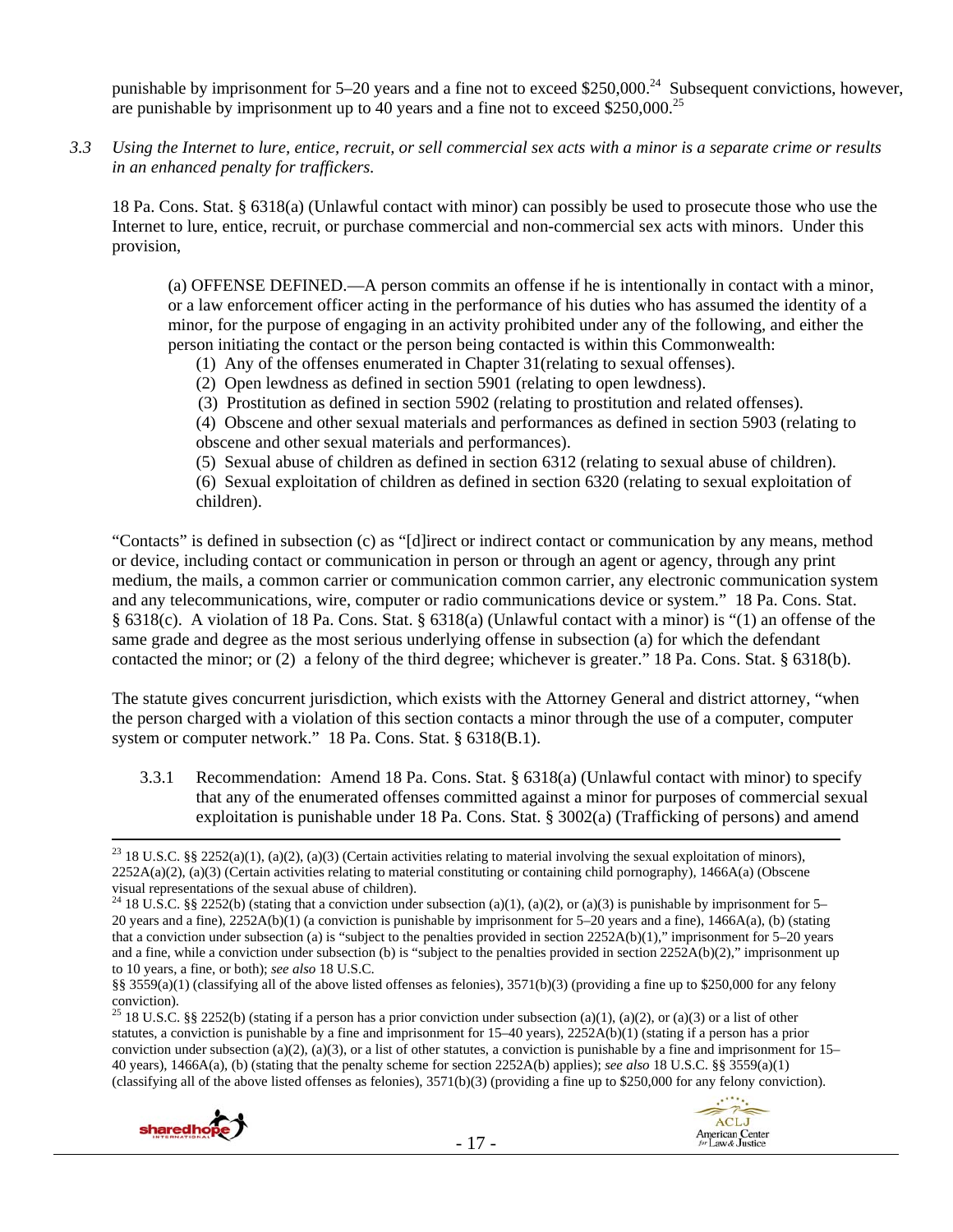punishable by imprisonment for 5–20 years and a fine not to exceed $250,000.[24] Subsequent convictions, however, are punishable by imprisonment up to 40 years and a fine not to exceed $250,000.[25]

*3.3 Using the Internet to lure, entice, recruit, or sell commercial sex acts with a minor is a separate crime or results in an enhanced penalty for traffickers.*

18 Pa. Cons. Stat. § 6318(a) (Unlawful contact with minor) can possibly be used to prosecute those who use the Internet to lure, entice, recruit, or purchase commercial and non-commercial sex acts with minors. Under this provision,

> (a) OFFENSE DEFINED.—A person commits an offense if he is intentionally in contact with a minor, or a law enforcement officer acting in the performance of his duties who has assumed the identity of a minor, for the purpose of engaging in an activity prohibited under any of the following, and either the person initiating the contact or the person being contacted is within this Commonwealth:
>
> (1) Any of the offenses enumerated in Chapter 31(relating to sexual offenses).
>
> (2) Open lewdness as defined in section 5901 (relating to open lewdness).
>
> (3) Prostitution as defined in section 5902 (relating to prostitution and related offenses).
>
> (4) Obscene and other sexual materials and performances as defined in section 5903 (relating to obscene and other sexual materials and performances).
>
> (5) Sexual abuse of children as defined in section 6312 (relating to sexual abuse of children).
>
> (6) Sexual exploitation of children as defined in section 6320 (relating to sexual exploitation of children).

"Contacts" is defined in subsection (c) as "[d]irect or indirect contact or communication by any means, method or device, including contact or communication in person or through an agent or agency, through any print medium, the mails, a common carrier or communication common carrier, any electronic communication system and any telecommunications, wire, computer or radio communications device or system." 18 Pa. Cons. Stat. § 6318(c). A violation of 18 Pa. Cons. Stat. § 6318(a) (Unlawful contact with a minor) is "(1) an offense of the same grade and degree as the most serious underlying offense in subsection (a) for which the defendant contacted the minor; or (2) a felony of the third degree; whichever is greater." 18 Pa. Cons. Stat. § 6318(b).

The statute gives concurrent jurisdiction, which exists with the Attorney General and district attorney, "when the person charged with a violation of this section contacts a minor through the use of a computer, computer system or computer network." 18 Pa. Cons. Stat. § 6318(B.1).

3.3.1 Recommendation: Amend 18 Pa. Cons. Stat. § 6318(a) (Unlawful contact with minor) to specify that any of the enumerated offenses committed against a minor for purposes of commercial sexual exploitation is punishable under 18 Pa. Cons. Stat. § 3002(a) (Trafficking of persons) and amend

---

[23] 18 U.S.C. §§ 2252(a)(1), (a)(2), (a)(3) (Certain activities relating to material involving the sexual exploitation of minors), 2252A(a)(2), (a)(3) (Certain activities relating to material constituting or containing child pornography), 1466A(a) (Obscene visual representations of the sexual abuse of children).

[24] 18 U.S.C. §§ 2252(b) (stating that a conviction under subsection (a)(1), (a)(2), or (a)(3) is punishable by imprisonment for 5–20 years and a fine), 2252A(b)(1) (a conviction is punishable by imprisonment for 5–20 years and a fine), 1466A(a), (b) (stating that a conviction under subsection (a) is "subject to the penalties provided in section 2252A(b)(1)," imprisonment for 5–20 years and a fine, while a conviction under subsection (b) is "subject to the penalties provided in section 2252A(b)(2)," imprisonment up to 10 years, a fine, or both); *see also* 18 U.S.C. §§ 3559(a)(1) (classifying all of the above listed offenses as felonies), 3571(b)(3) (providing a fine up to $250,000 for any felony conviction).

[25] 18 U.S.C. §§ 2252(b) (stating if a person has a prior conviction under subsection (a)(1), (a)(2), or (a)(3) or a list of other statutes, a conviction is punishable by a fine and imprisonment for 15–40 years), 2252A(b)(1) (stating if a person has a prior conviction under subsection (a)(2), (a)(3), or a list of other statutes, a conviction is punishable by a fine and imprisonment for 15–40 years), 1466A(a), (b) (stating that the penalty scheme for section 2252A(b) applies); *see also* 18 U.S.C. §§ 3559(a)(1) (classifying all of the above listed offenses as felonies), 3571(b)(3) (providing a fine up to $250,000 for any felony conviction).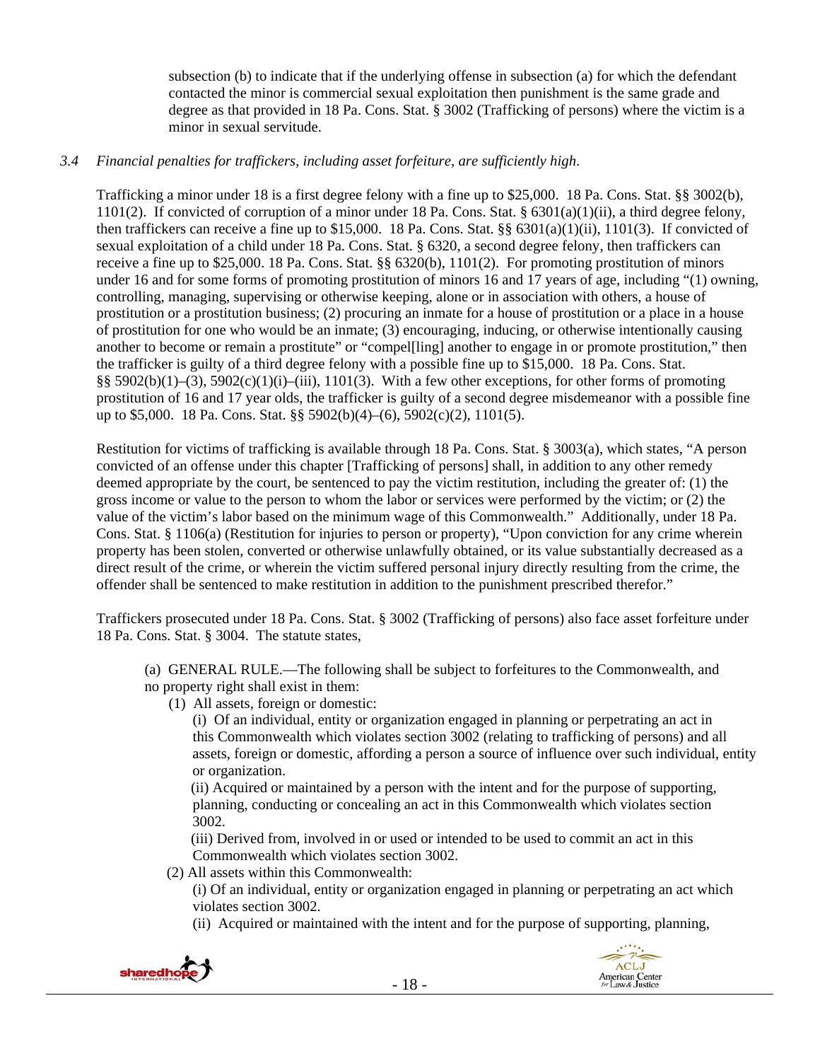subsection (b) to indicate that if the underlying offense in subsection (a) for which the defendant contacted the minor is commercial sexual exploitation then punishment is the same grade and degree as that provided in 18 Pa. Cons. Stat. § 3002 (Trafficking of persons) where the victim is a minor in sexual servitude.

*3.4 Financial penalties for traffickers, including asset forfeiture, are sufficiently high.*

Trafficking a minor under 18 is a first degree felony with a fine up to $25,000. 18 Pa. Cons. Stat. §§ 3002(b), 1101(2). If convicted of corruption of a minor under 18 Pa. Cons. Stat. § 6301(a)(1)(ii), a third degree felony, then traffickers can receive a fine up to $15,000. 18 Pa. Cons. Stat. §§ 6301(a)(1)(ii), 1101(3). If convicted of sexual exploitation of a child under 18 Pa. Cons. Stat. § 6320, a second degree felony, then traffickers can receive a fine up to $25,000. 18 Pa. Cons. Stat. §§ 6320(b), 1101(2). For promoting prostitution of minors under 16 and for some forms of promoting prostitution of minors 16 and 17 years of age, including "(1) owning, controlling, managing, supervising or otherwise keeping, alone or in association with others, a house of prostitution or a prostitution business; (2) procuring an inmate for a house of prostitution or a place in a house of prostitution for one who would be an inmate; (3) encouraging, inducing, or otherwise intentionally causing another to become or remain a prostitute" or "compel[ling] another to engage in or promote prostitution," then the trafficker is guilty of a third degree felony with a possible fine up to $15,000. 18 Pa. Cons. Stat. §§ 5902(b)(1)–(3), 5902(c)(1)(i)–(iii), 1101(3). With a few other exceptions, for other forms of promoting prostitution of 16 and 17 year olds, the trafficker is guilty of a second degree misdemeanor with a possible fine up to $5,000. 18 Pa. Cons. Stat. §§ 5902(b)(4)–(6), 5902(c)(2), 1101(5).

Restitution for victims of trafficking is available through 18 Pa. Cons. Stat. § 3003(a), which states, "A person convicted of an offense under this chapter [Trafficking of persons] shall, in addition to any other remedy deemed appropriate by the court, be sentenced to pay the victim restitution, including the greater of: (1) the gross income or value to the person to whom the labor or services were performed by the victim; or (2) the value of the victim's labor based on the minimum wage of this Commonwealth." Additionally, under 18 Pa. Cons. Stat. § 1106(a) (Restitution for injuries to person or property), "Upon conviction for any crime wherein property has been stolen, converted or otherwise unlawfully obtained, or its value substantially decreased as a direct result of the crime, or wherein the victim suffered personal injury directly resulting from the crime, the offender shall be sentenced to make restitution in addition to the punishment prescribed therefor."

Traffickers prosecuted under 18 Pa. Cons. Stat. § 3002 (Trafficking of persons) also face asset forfeiture under 18 Pa. Cons. Stat. § 3004. The statute states,

> (a) GENERAL RULE.—The following shall be subject to forfeitures to the Commonwealth, and no property right shall exist in them:
>
> (1) All assets, foreign or domestic:
>
> (i) Of an individual, entity or organization engaged in planning or perpetrating an act in this Commonwealth which violates section 3002 (relating to trafficking of persons) and all assets, foreign or domestic, affording a person a source of influence over such individual, entity or organization.
>
> (ii) Acquired or maintained by a person with the intent and for the purpose of supporting, planning, conducting or concealing an act in this Commonwealth which violates section 3002.
>
> (iii) Derived from, involved in or used or intended to be used to commit an act in this Commonwealth which violates section 3002.
>
> (2) All assets within this Commonwealth:
>
> (i) Of an individual, entity or organization engaged in planning or perpetrating an act which violates section 3002.
>
> (ii) Acquired or maintained with the intent and for the purpose of supporting, planning,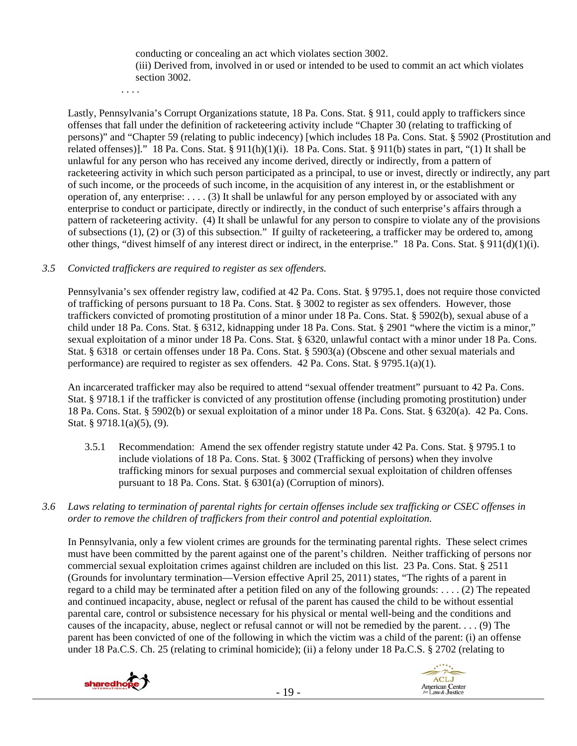conducting or concealing an act which violates section 3002.
(iii) Derived from, involved in or used or intended to be used to commit an act which violates section 3002.

. . . .

Lastly, Pennsylvania's Corrupt Organizations statute, 18 Pa. Cons. Stat. § 911, could apply to traffickers since offenses that fall under the definition of racketeering activity include "Chapter 30 (relating to trafficking of persons)" and "Chapter 59 (relating to public indecency) [which includes 18 Pa. Cons. Stat. § 5902 (Prostitution and related offenses)]." 18 Pa. Cons. Stat. § 911(h)(1)(i). 18 Pa. Cons. Stat. § 911(b) states in part, "(1) It shall be unlawful for any person who has received any income derived, directly or indirectly, from a pattern of racketeering activity in which such person participated as a principal, to use or invest, directly or indirectly, any part of such income, or the proceeds of such income, in the acquisition of any interest in, or the establishment or operation of, any enterprise: . . . . (3) It shall be unlawful for any person employed by or associated with any enterprise to conduct or participate, directly or indirectly, in the conduct of such enterprise's affairs through a pattern of racketeering activity. (4) It shall be unlawful for any person to conspire to violate any of the provisions of subsections (1), (2) or (3) of this subsection." If guilty of racketeering, a trafficker may be ordered to, among other things, "divest himself of any interest direct or indirect, in the enterprise." 18 Pa. Cons. Stat. § 911(d)(1)(i).

*3.5 Convicted traffickers are required to register as sex offenders.*

Pennsylvania's sex offender registry law, codified at 42 Pa. Cons. Stat. § 9795.1, does not require those convicted of trafficking of persons pursuant to 18 Pa. Cons. Stat. § 3002 to register as sex offenders. However, those traffickers convicted of promoting prostitution of a minor under 18 Pa. Cons. Stat. § 5902(b), sexual abuse of a child under 18 Pa. Cons. Stat. § 6312, kidnapping under 18 Pa. Cons. Stat. § 2901 "where the victim is a minor," sexual exploitation of a minor under 18 Pa. Cons. Stat. § 6320, unlawful contact with a minor under 18 Pa. Cons. Stat. § 6318 or certain offenses under 18 Pa. Cons. Stat. § 5903(a) (Obscene and other sexual materials and performance) are required to register as sex offenders. 42 Pa. Cons. Stat. § 9795.1(a)(1).

An incarcerated trafficker may also be required to attend "sexual offender treatment" pursuant to 42 Pa. Cons. Stat. § 9718.1 if the trafficker is convicted of any prostitution offense (including promoting prostitution) under 18 Pa. Cons. Stat. § 5902(b) or sexual exploitation of a minor under 18 Pa. Cons. Stat. § 6320(a). 42 Pa. Cons. Stat. § 9718.1(a)(5), (9).

3.5.1 Recommendation: Amend the sex offender registry statute under 42 Pa. Cons. Stat. § 9795.1 to include violations of 18 Pa. Cons. Stat. § 3002 (Trafficking of persons) when they involve trafficking minors for sexual purposes and commercial sexual exploitation of children offenses pursuant to 18 Pa. Cons. Stat. § 6301(a) (Corruption of minors).

*3.6 Laws relating to termination of parental rights for certain offenses include sex trafficking or CSEC offenses in order to remove the children of traffickers from their control and potential exploitation.*

In Pennsylvania, only a few violent crimes are grounds for the terminating parental rights. These select crimes must have been committed by the parent against one of the parent's children. Neither trafficking of persons nor commercial sexual exploitation crimes against children are included on this list. 23 Pa. Cons. Stat. § 2511 (Grounds for involuntary termination—Version effective April 25, 2011) states, "The rights of a parent in regard to a child may be terminated after a petition filed on any of the following grounds: . . . . (2) The repeated and continued incapacity, abuse, neglect or refusal of the parent has caused the child to be without essential parental care, control or subsistence necessary for his physical or mental well-being and the conditions and causes of the incapacity, abuse, neglect or refusal cannot or will not be remedied by the parent. . . . (9) The parent has been convicted of one of the following in which the victim was a child of the parent: (i) an offense under 18 Pa.C.S. Ch. 25 (relating to criminal homicide); (ii) a felony under 18 Pa.C.S. § 2702 (relating to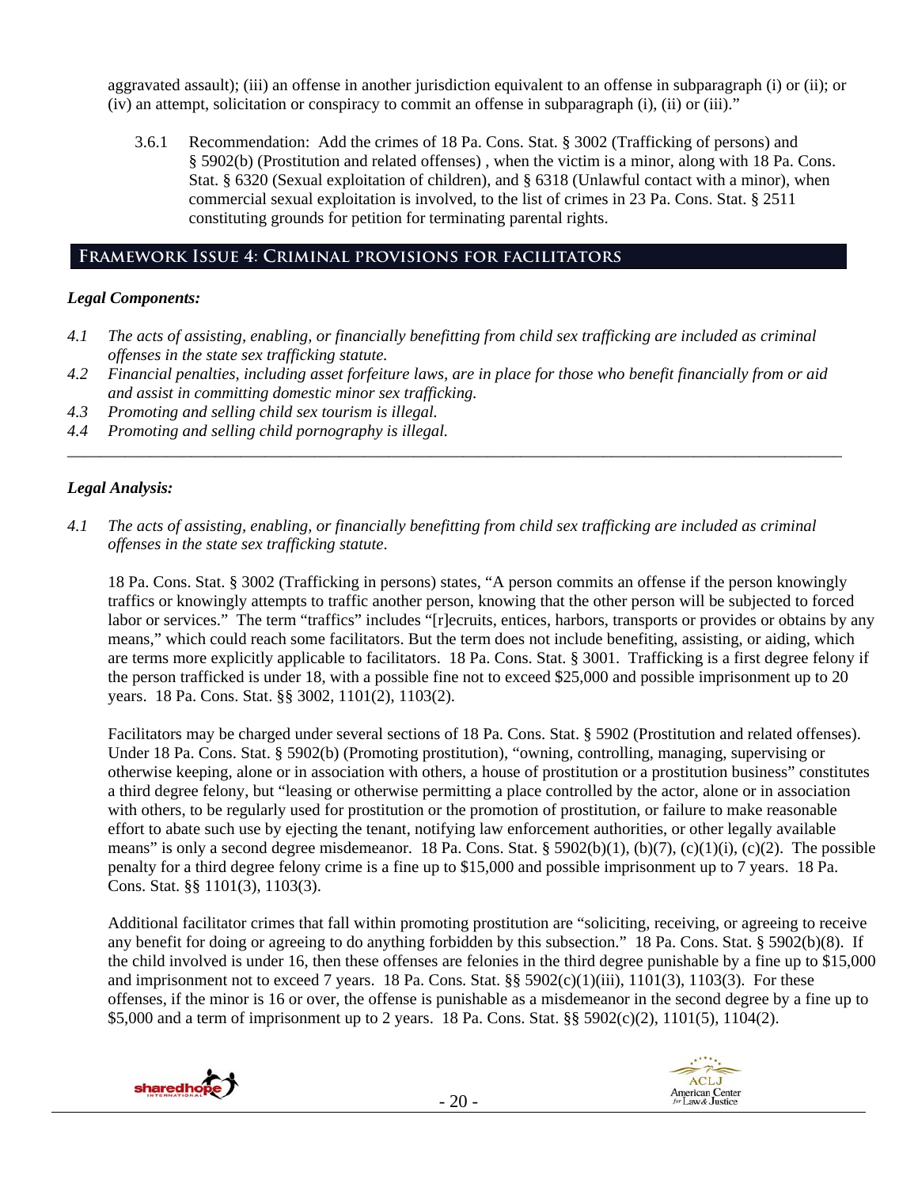aggravated assault); (iii) an offense in another jurisdiction equivalent to an offense in subparagraph (i) or (ii); or (iv) an attempt, solicitation or conspiracy to commit an offense in subparagraph (i), (ii) or (iii)."

3.6.1 Recommendation: Add the crimes of 18 Pa. Cons. Stat. § 3002 (Trafficking of persons) and § 5902(b) (Prostitution and related offenses) , when the victim is a minor, along with 18 Pa. Cons. Stat. § 6320 (Sexual exploitation of children), and § 6318 (Unlawful contact with a minor), when commercial sexual exploitation is involved, to the list of crimes in 23 Pa. Cons. Stat. § 2511 constituting grounds for petition for terminating parental rights.

## Framework Issue 4: Criminal provisions for facilitators

***Legal Components:***

- *4.1 The acts of assisting, enabling, or financially benefitting from child sex trafficking are included as criminal offenses in the state sex trafficking statute.*
- *4.2 Financial penalties, including asset forfeiture laws, are in place for those who benefit financially from or aid and assist in committing domestic minor sex trafficking.*
- *4.3 Promoting and selling child sex tourism is illegal.*
- *4.4 Promoting and selling child pornography is illegal.*

---

***Legal Analysis:***

*4.1 The acts of assisting, enabling, or financially benefitting from child sex trafficking are included as criminal offenses in the state sex trafficking statute.*

18 Pa. Cons. Stat. § 3002 (Trafficking in persons) states, "A person commits an offense if the person knowingly traffics or knowingly attempts to traffic another person, knowing that the other person will be subjected to forced labor or services." The term "traffics" includes "[r]ecruits, entices, harbors, transports or provides or obtains by any means," which could reach some facilitators. But the term does not include benefiting, assisting, or aiding, which are terms more explicitly applicable to facilitators. 18 Pa. Cons. Stat. § 3001. Trafficking is a first degree felony if the person trafficked is under 18, with a possible fine not to exceed $25,000 and possible imprisonment up to 20 years. 18 Pa. Cons. Stat. §§ 3002, 1101(2), 1103(2).

Facilitators may be charged under several sections of 18 Pa. Cons. Stat. § 5902 (Prostitution and related offenses). Under 18 Pa. Cons. Stat. § 5902(b) (Promoting prostitution), "owning, controlling, managing, supervising or otherwise keeping, alone or in association with others, a house of prostitution or a prostitution business" constitutes a third degree felony, but "leasing or otherwise permitting a place controlled by the actor, alone or in association with others, to be regularly used for prostitution or the promotion of prostitution, or failure to make reasonable effort to abate such use by ejecting the tenant, notifying law enforcement authorities, or other legally available means" is only a second degree misdemeanor. 18 Pa. Cons. Stat. § 5902(b)(1), (b)(7), (c)(1)(i), (c)(2). The possible penalty for a third degree felony crime is a fine up to $15,000 and possible imprisonment up to 7 years. 18 Pa. Cons. Stat. §§ 1101(3), 1103(3).

Additional facilitator crimes that fall within promoting prostitution are "soliciting, receiving, or agreeing to receive any benefit for doing or agreeing to do anything forbidden by this subsection." 18 Pa. Cons. Stat. § 5902(b)(8). If the child involved is under 16, then these offenses are felonies in the third degree punishable by a fine up to $15,000 and imprisonment not to exceed 7 years. 18 Pa. Cons. Stat. §§ 5902(c)(1)(iii), 1101(3), 1103(3). For these offenses, if the minor is 16 or over, the offense is punishable as a misdemeanor in the second degree by a fine up to $5,000 and a term of imprisonment up to 2 years. 18 Pa. Cons. Stat. §§ 5902(c)(2), 1101(5), 1104(2).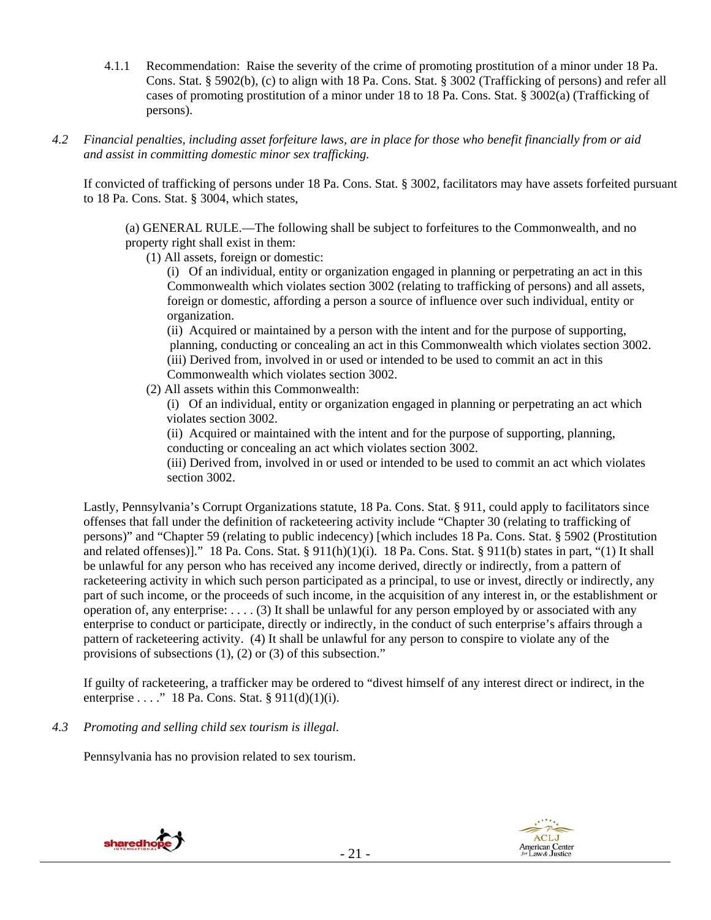4.1.1 Recommendation: Raise the severity of the crime of promoting prostitution of a minor under 18 Pa. Cons. Stat. § 5902(b), (c) to align with 18 Pa. Cons. Stat. § 3002 (Trafficking of persons) and refer all cases of promoting prostitution of a minor under 18 to 18 Pa. Cons. Stat. § 3002(a) (Trafficking of persons).

*4.2 Financial penalties, including asset forfeiture laws, are in place for those who benefit financially from or aid and assist in committing domestic minor sex trafficking.*

If convicted of trafficking of persons under 18 Pa. Cons. Stat. § 3002, facilitators may have assets forfeited pursuant to 18 Pa. Cons. Stat. § 3004, which states,

> (a) GENERAL RULE.—The following shall be subject to forfeitures to the Commonwealth, and no property right shall exist in them:
>
> (1) All assets, foreign or domestic:
>
> (i) Of an individual, entity or organization engaged in planning or perpetrating an act in this Commonwealth which violates section 3002 (relating to trafficking of persons) and all assets, foreign or domestic, affording a person a source of influence over such individual, entity or organization.
>
> (ii) Acquired or maintained by a person with the intent and for the purpose of supporting, planning, conducting or concealing an act in this Commonwealth which violates section 3002.
>
> (iii) Derived from, involved in or used or intended to be used to commit an act in this Commonwealth which violates section 3002.
>
> (2) All assets within this Commonwealth:
>
> (i) Of an individual, entity or organization engaged in planning or perpetrating an act which violates section 3002.
>
> (ii) Acquired or maintained with the intent and for the purpose of supporting, planning, conducting or concealing an act which violates section 3002.
>
> (iii) Derived from, involved in or used or intended to be used to commit an act which violates section 3002.

Lastly, Pennsylvania's Corrupt Organizations statute, 18 Pa. Cons. Stat. § 911, could apply to facilitators since offenses that fall under the definition of racketeering activity include "Chapter 30 (relating to trafficking of persons)" and "Chapter 59 (relating to public indecency) [which includes 18 Pa. Cons. Stat. § 5902 (Prostitution and related offenses)]." 18 Pa. Cons. Stat. § 911(h)(1)(i). 18 Pa. Cons. Stat. § 911(b) states in part, "(1) It shall be unlawful for any person who has received any income derived, directly or indirectly, from a pattern of racketeering activity in which such person participated as a principal, to use or invest, directly or indirectly, any part of such income, or the proceeds of such income, in the acquisition of any interest in, or the establishment or operation of, any enterprise: . . . . (3) It shall be unlawful for any person employed by or associated with any enterprise to conduct or participate, directly or indirectly, in the conduct of such enterprise's affairs through a pattern of racketeering activity. (4) It shall be unlawful for any person to conspire to violate any of the provisions of subsections (1), (2) or (3) of this subsection."

If guilty of racketeering, a trafficker may be ordered to "divest himself of any interest direct or indirect, in the enterprise . . . ." 18 Pa. Cons. Stat. § 911(d)(1)(i).

*4.3 Promoting and selling child sex tourism is illegal.*

Pennsylvania has no provision related to sex tourism.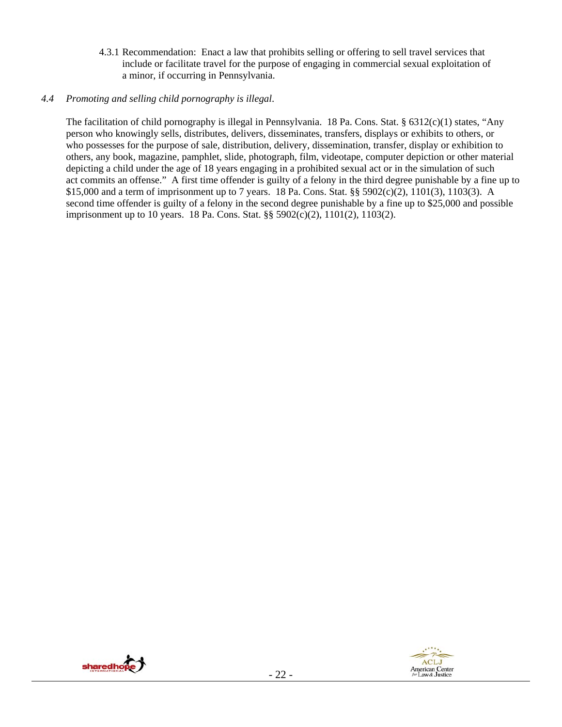4.3.1 Recommendation: Enact a law that prohibits selling or offering to sell travel services that include or facilitate travel for the purpose of engaging in commercial sexual exploitation of a minor, if occurring in Pennsylvania.

*4.4 Promoting and selling child pornography is illegal*.

The facilitation of child pornography is illegal in Pennsylvania. 18 Pa. Cons. Stat. § 6312(c)(1) states, "Any person who knowingly sells, distributes, delivers, disseminates, transfers, displays or exhibits to others, or who possesses for the purpose of sale, distribution, delivery, dissemination, transfer, display or exhibition to others, any book, magazine, pamphlet, slide, photograph, film, videotape, computer depiction or other material depicting a child under the age of 18 years engaging in a prohibited sexual act or in the simulation of such act commits an offense." A first time offender is guilty of a felony in the third degree punishable by a fine up to $15,000 and a term of imprisonment up to 7 years. 18 Pa. Cons. Stat. §§ 5902(c)(2), 1101(3), 1103(3). A second time offender is guilty of a felony in the second degree punishable by a fine up to $25,000 and possible imprisonment up to 10 years. 18 Pa. Cons. Stat. §§ 5902(c)(2), 1101(2), 1103(2).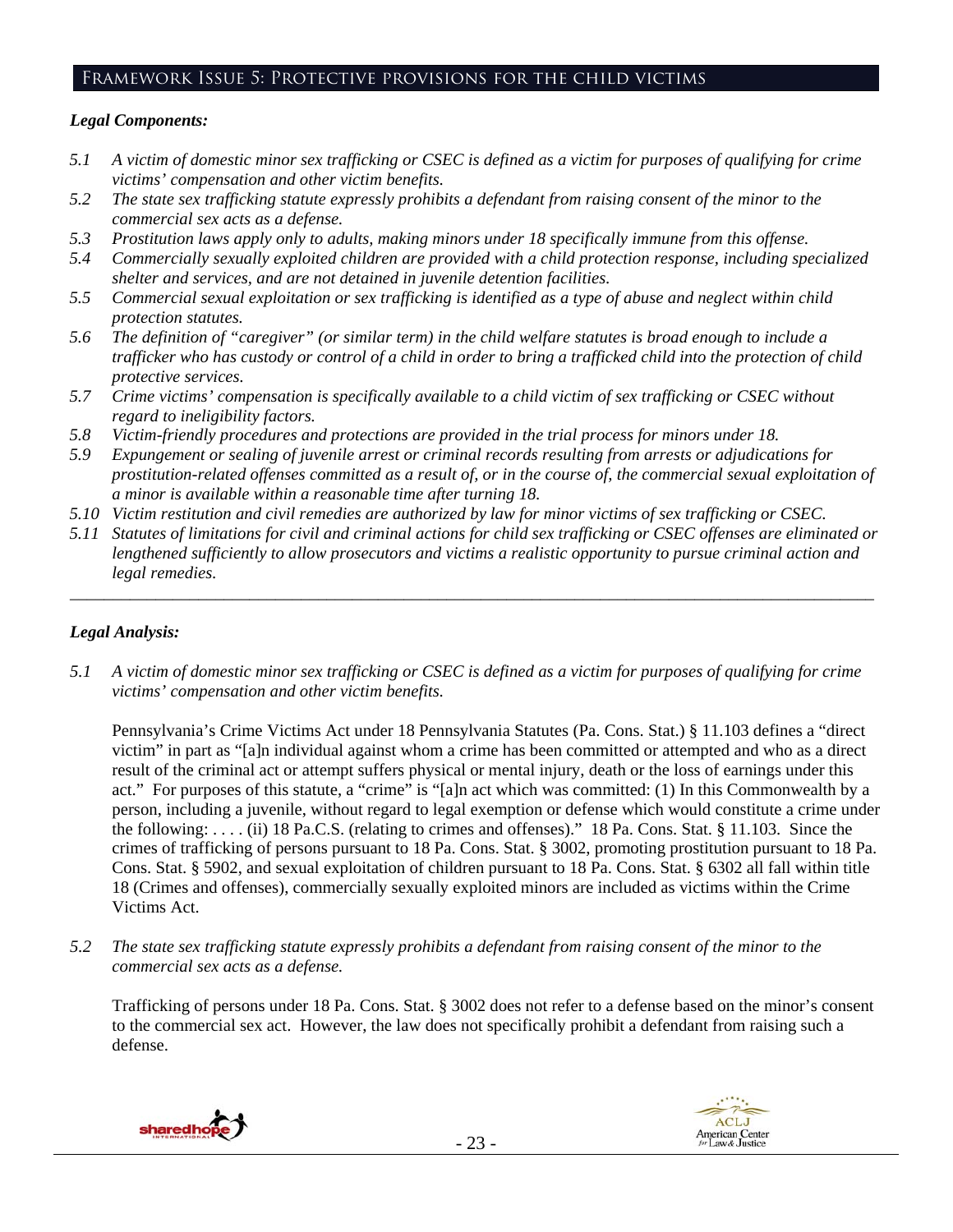## Framework Issue 5: Protective provisions for the child victims

***Legal Components:***

- *5.1 A victim of domestic minor sex trafficking or CSEC is defined as a victim for purposes of qualifying for crime victims' compensation and other victim benefits.*
- *5.2 The state sex trafficking statute expressly prohibits a defendant from raising consent of the minor to the commercial sex acts as a defense.*
- *5.3 Prostitution laws apply only to adults, making minors under 18 specifically immune from this offense.*
- *5.4 Commercially sexually exploited children are provided with a child protection response, including specialized shelter and services, and are not detained in juvenile detention facilities.*
- *5.5 Commercial sexual exploitation or sex trafficking is identified as a type of abuse and neglect within child protection statutes.*
- *5.6 The definition of "caregiver" (or similar term) in the child welfare statutes is broad enough to include a trafficker who has custody or control of a child in order to bring a trafficked child into the protection of child protective services.*
- *5.7 Crime victims' compensation is specifically available to a child victim of sex trafficking or CSEC without regard to ineligibility factors.*
- *5.8 Victim-friendly procedures and protections are provided in the trial process for minors under 18.*
- *5.9 Expungement or sealing of juvenile arrest or criminal records resulting from arrests or adjudications for prostitution-related offenses committed as a result of, or in the course of, the commercial sexual exploitation of a minor is available within a reasonable time after turning 18.*
- *5.10 Victim restitution and civil remedies are authorized by law for minor victims of sex trafficking or CSEC.*
- *5.11 Statutes of limitations for civil and criminal actions for child sex trafficking or CSEC offenses are eliminated or lengthened sufficiently to allow prosecutors and victims a realistic opportunity to pursue criminal action and legal remedies.*

---

***Legal Analysis:***

*5.1 A victim of domestic minor sex trafficking or CSEC is defined as a victim for purposes of qualifying for crime victims' compensation and other victim benefits.*

Pennsylvania's Crime Victims Act under 18 Pennsylvania Statutes (Pa. Cons. Stat.) § 11.103 defines a "direct victim" in part as "[a]n individual against whom a crime has been committed or attempted and who as a direct result of the criminal act or attempt suffers physical or mental injury, death or the loss of earnings under this act." For purposes of this statute, a "crime" is "[a]n act which was committed: (1) In this Commonwealth by a person, including a juvenile, without regard to legal exemption or defense which would constitute a crime under the following: . . . . (ii) 18 Pa.C.S. (relating to crimes and offenses)." 18 Pa. Cons. Stat. § 11.103. Since the crimes of trafficking of persons pursuant to 18 Pa. Cons. Stat. § 3002, promoting prostitution pursuant to 18 Pa. Cons. Stat. § 5902, and sexual exploitation of children pursuant to 18 Pa. Cons. Stat. § 6302 all fall within title 18 (Crimes and offenses), commercially sexually exploited minors are included as victims within the Crime Victims Act.

*5.2 The state sex trafficking statute expressly prohibits a defendant from raising consent of the minor to the commercial sex acts as a defense.*

Trafficking of persons under 18 Pa. Cons. Stat. § 3002 does not refer to a defense based on the minor's consent to the commercial sex act. However, the law does not specifically prohibit a defendant from raising such a defense.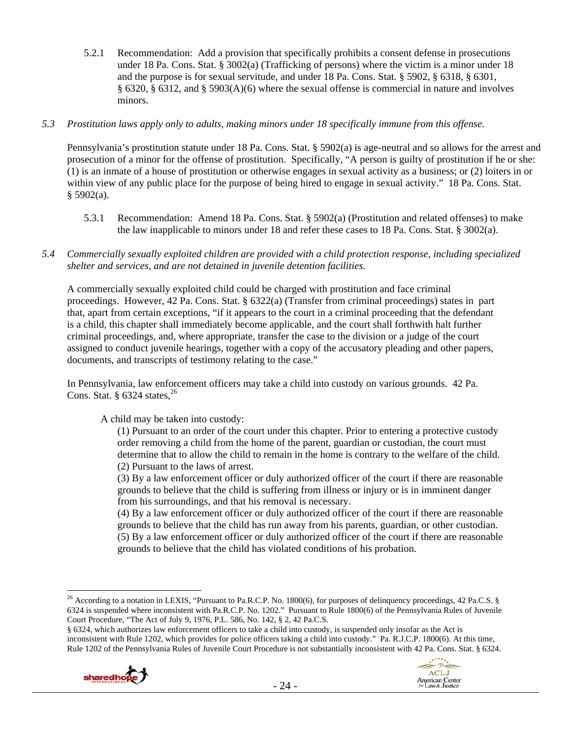5.2.1 Recommendation: Add a provision that specifically prohibits a consent defense in prosecutions under 18 Pa. Cons. Stat. § 3002(a) (Trafficking of persons) where the victim is a minor under 18 and the purpose is for sexual servitude, and under 18 Pa. Cons. Stat. § 5902, § 6318, § 6301, § 6320, § 6312, and § 5903(A)(6) where the sexual offense is commercial in nature and involves minors.

*5.3 Prostitution laws apply only to adults, making minors under 18 specifically immune from this offense.*

Pennsylvania's prostitution statute under 18 Pa. Cons. Stat. § 5902(a) is age-neutral and so allows for the arrest and prosecution of a minor for the offense of prostitution. Specifically, "A person is guilty of prostitution if he or she: (1) is an inmate of a house of prostitution or otherwise engages in sexual activity as a business; or (2) loiters in or within view of any public place for the purpose of being hired to engage in sexual activity." 18 Pa. Cons. Stat. § 5902(a).

5.3.1 Recommendation: Amend 18 Pa. Cons. Stat. § 5902(a) (Prostitution and related offenses) to make the law inapplicable to minors under 18 and refer these cases to 18 Pa. Cons. Stat. § 3002(a).

*5.4 Commercially sexually exploited children are provided with a child protection response, including specialized shelter and services, and are not detained in juvenile detention facilities.*

A commercially sexually exploited child could be charged with prostitution and face criminal proceedings. However, 42 Pa. Cons. Stat. § 6322(a) (Transfer from criminal proceedings) states in part that, apart from certain exceptions, "if it appears to the court in a criminal proceeding that the defendant is a child, this chapter shall immediately become applicable, and the court shall forthwith halt further criminal proceedings, and, where appropriate, transfer the case to the division or a judge of the court assigned to conduct juvenile hearings, together with a copy of the accusatory pleading and other papers, documents, and transcripts of testimony relating to the case."

In Pennsylvania, law enforcement officers may take a child into custody on various grounds. 42 Pa. Cons. Stat. § 6324 states,[26]

> A child may be taken into custody:
>
> (1) Pursuant to an order of the court under this chapter. Prior to entering a protective custody order removing a child from the home of the parent, guardian or custodian, the court must determine that to allow the child to remain in the home is contrary to the welfare of the child.
> (2) Pursuant to the laws of arrest.
> (3) By a law enforcement officer or duly authorized officer of the court if there are reasonable grounds to believe that the child is suffering from illness or injury or is in imminent danger from his surroundings, and that his removal is necessary.
> (4) By a law enforcement officer or duly authorized officer of the court if there are reasonable grounds to believe that the child has run away from his parents, guardian, or other custodian.
> (5) By a law enforcement officer or duly authorized officer of the court if there are reasonable grounds to believe that the child has violated conditions of his probation.

---

[26] According to a notation in LEXIS, "Pursuant to Pa.R.C.P. No. 1800(6), for purposes of delinquency proceedings, 42 Pa.C.S. § 6324 is suspended where inconsistent with Pa.R.C.P. No. 1202." Pursuant to Rule 1800(6) of the Pennsylvania Rules of Juvenile Court Procedure, "The Act of July 9, 1976, P.L. 586, No. 142, § 2, 42 Pa.C.S. § 6324, which authorizes law enforcement officers to take a child into custody, is suspended only insofar as the Act is inconsistent with Rule 1202, which provides for police officers taking a child into custody." Pa. R.J.C.P. 1800(6). At this time, Rule 1202 of the Pennsylvania Rules of Juvenile Court Procedure is not substantially inconsistent with 42 Pa. Cons. Stat. § 6324.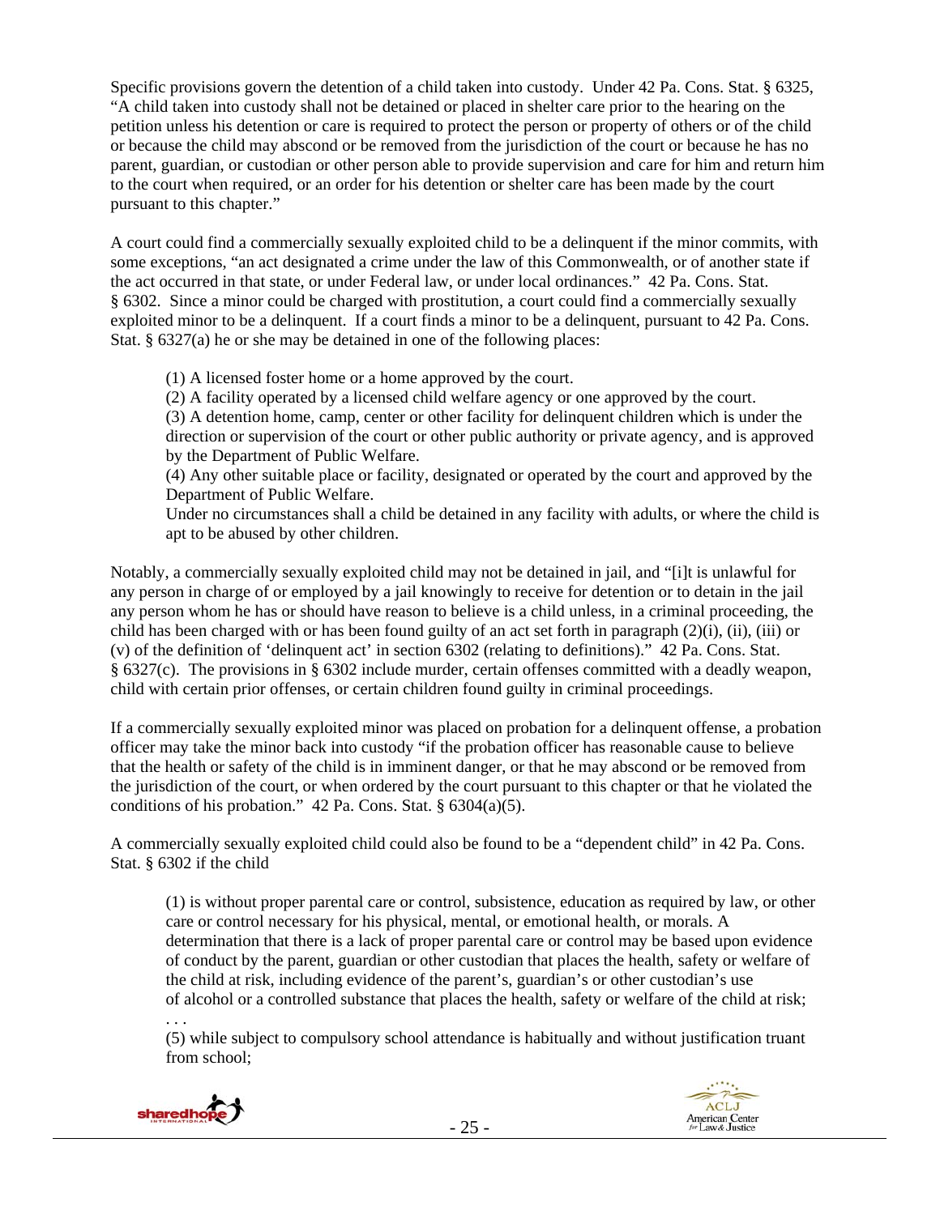Specific provisions govern the detention of a child taken into custody. Under 42 Pa. Cons. Stat. § 6325, "A child taken into custody shall not be detained or placed in shelter care prior to the hearing on the petition unless his detention or care is required to protect the person or property of others or of the child or because the child may abscond or be removed from the jurisdiction of the court or because he has no parent, guardian, or custodian or other person able to provide supervision and care for him and return him to the court when required, or an order for his detention or shelter care has been made by the court pursuant to this chapter."

A court could find a commercially sexually exploited child to be a delinquent if the minor commits, with some exceptions, "an act designated a crime under the law of this Commonwealth, or of another state if the act occurred in that state, or under Federal law, or under local ordinances." 42 Pa. Cons. Stat. § 6302. Since a minor could be charged with prostitution, a court could find a commercially sexually exploited minor to be a delinquent. If a court finds a minor to be a delinquent, pursuant to 42 Pa. Cons. Stat. § 6327(a) he or she may be detained in one of the following places:

> (1) A licensed foster home or a home approved by the court.
> (2) A facility operated by a licensed child welfare agency or one approved by the court.
> (3) A detention home, camp, center or other facility for delinquent children which is under the direction or supervision of the court or other public authority or private agency, and is approved by the Department of Public Welfare.
> (4) Any other suitable place or facility, designated or operated by the court and approved by the Department of Public Welfare.
> Under no circumstances shall a child be detained in any facility with adults, or where the child is apt to be abused by other children.

Notably, a commercially sexually exploited child may not be detained in jail, and "[i]t is unlawful for any person in charge of or employed by a jail knowingly to receive for detention or to detain in the jail any person whom he has or should have reason to believe is a child unless, in a criminal proceeding, the child has been charged with or has been found guilty of an act set forth in paragraph (2)(i), (ii), (iii) or (v) of the definition of 'delinquent act' in section 6302 (relating to definitions)." 42 Pa. Cons. Stat. § 6327(c). The provisions in § 6302 include murder, certain offenses committed with a deadly weapon, child with certain prior offenses, or certain children found guilty in criminal proceedings.

If a commercially sexually exploited minor was placed on probation for a delinquent offense, a probation officer may take the minor back into custody "if the probation officer has reasonable cause to believe that the health or safety of the child is in imminent danger, or that he may abscond or be removed from the jurisdiction of the court, or when ordered by the court pursuant to this chapter or that he violated the conditions of his probation." 42 Pa. Cons. Stat. § 6304(a)(5).

A commercially sexually exploited child could also be found to be a "dependent child" in 42 Pa. Cons. Stat. § 6302 if the child

> (1) is without proper parental care or control, subsistence, education as required by law, or other care or control necessary for his physical, mental, or emotional health, or morals. A determination that there is a lack of proper parental care or control may be based upon evidence of conduct by the parent, guardian or other custodian that places the health, safety or welfare of the child at risk, including evidence of the parent's, guardian's or other custodian's use of alcohol or a controlled substance that places the health, safety or welfare of the child at risk;
> . . .
> (5) while subject to compulsory school attendance is habitually and without justification truant from school;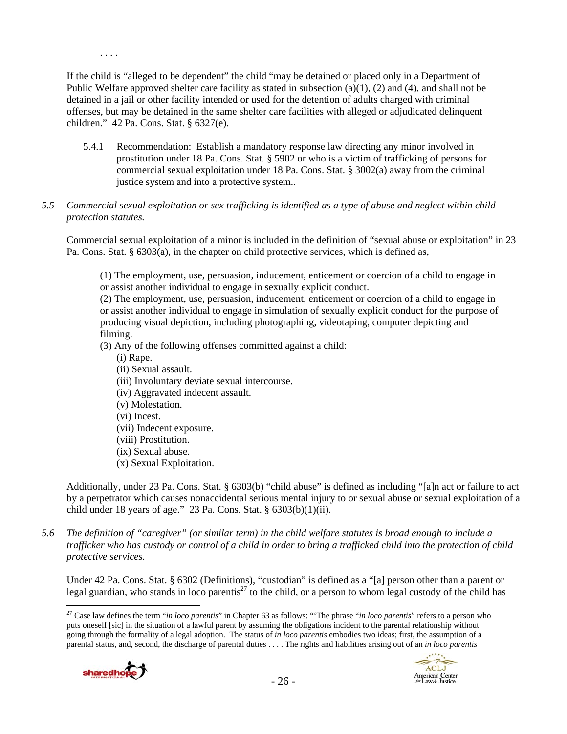. . . .

If the child is "alleged to be dependent" the child "may be detained or placed only in a Department of Public Welfare approved shelter care facility as stated in subsection (a)(1), (2) and (4), and shall not be detained in a jail or other facility intended or used for the detention of adults charged with criminal offenses, but may be detained in the same shelter care facilities with alleged or adjudicated delinquent children." 42 Pa. Cons. Stat. § 6327(e).

5.4.1 Recommendation: Establish a mandatory response law directing any minor involved in prostitution under 18 Pa. Cons. Stat. § 5902 or who is a victim of trafficking of persons for commercial sexual exploitation under 18 Pa. Cons. Stat. § 3002(a) away from the criminal justice system and into a protective system..

*5.5 Commercial sexual exploitation or sex trafficking is identified as a type of abuse and neglect within child protection statutes.*

Commercial sexual exploitation of a minor is included in the definition of "sexual abuse or exploitation" in 23 Pa. Cons. Stat. § 6303(a), in the chapter on child protective services, which is defined as,

> (1) The employment, use, persuasion, inducement, enticement or coercion of a child to engage in or assist another individual to engage in sexually explicit conduct.
> (2) The employment, use, persuasion, inducement, enticement or coercion of a child to engage in or assist another individual to engage in simulation of sexually explicit conduct for the purpose of producing visual depiction, including photographing, videotaping, computer depicting and filming.
> (3) Any of the following offenses committed against a child:
> (i) Rape.
> (ii) Sexual assault.
> (iii) Involuntary deviate sexual intercourse.
> (iv) Aggravated indecent assault.
> (v) Molestation.
> (vi) Incest.
> (vii) Indecent exposure.
> (viii) Prostitution.
> (ix) Sexual abuse.
> (x) Sexual Exploitation.

Additionally, under 23 Pa. Cons. Stat. § 6303(b) "child abuse" is defined as including "[a]n act or failure to act by a perpetrator which causes nonaccidental serious mental injury to or sexual abuse or sexual exploitation of a child under 18 years of age." 23 Pa. Cons. Stat. § 6303(b)(1)(ii).

*5.6 The definition of "caregiver" (or similar term) in the child welfare statutes is broad enough to include a trafficker who has custody or control of a child in order to bring a trafficked child into the protection of child protective services.*

Under 42 Pa. Cons. Stat. § 6302 (Definitions), "custodian" is defined as a "[a] person other than a parent or legal guardian, who stands in loco parentis[27] to the child, or a person to whom legal custody of the child has

---

[27] Case law defines the term "*in loco parentis*" in Chapter 63 as follows: "'The phrase "*in loco parentis*" refers to a person who puts oneself [sic] in the situation of a lawful parent by assuming the obligations incident to the parental relationship without going through the formality of a legal adoption. The status of *in loco parentis* embodies two ideas; first, the assumption of a parental status, and, second, the discharge of parental duties . . . . The rights and liabilities arising out of an *in loco parentis*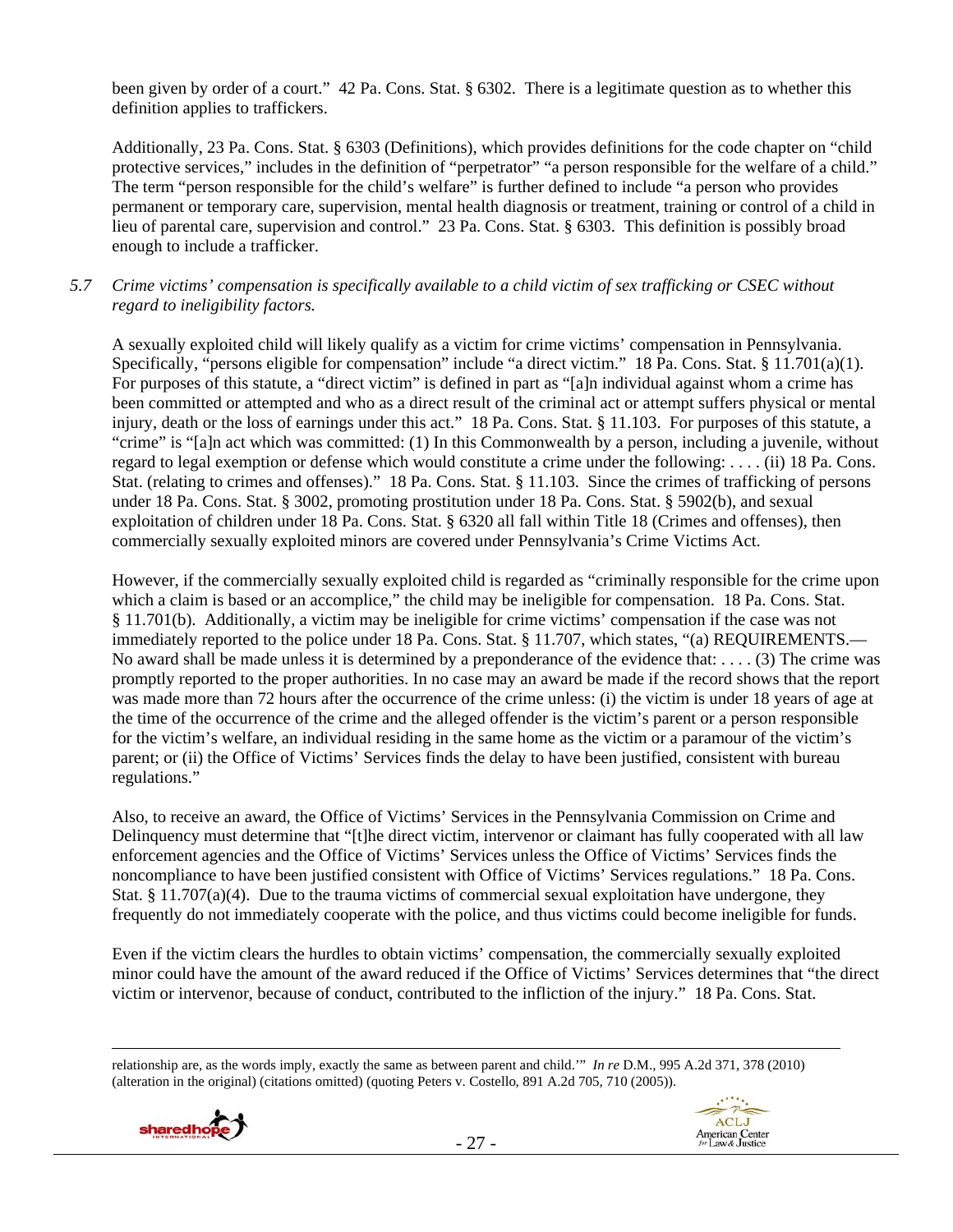been given by order of a court." 42 Pa. Cons. Stat. § 6302. There is a legitimate question as to whether this definition applies to traffickers.

Additionally, 23 Pa. Cons. Stat. § 6303 (Definitions), which provides definitions for the code chapter on "child protective services," includes in the definition of "perpetrator" "a person responsible for the welfare of a child." The term "person responsible for the child's welfare" is further defined to include "a person who provides permanent or temporary care, supervision, mental health diagnosis or treatment, training or control of a child in lieu of parental care, supervision and control." 23 Pa. Cons. Stat. § 6303. This definition is possibly broad enough to include a trafficker.

*5.7 Crime victims' compensation is specifically available to a child victim of sex trafficking or CSEC without regard to ineligibility factors.*

A sexually exploited child will likely qualify as a victim for crime victims' compensation in Pennsylvania. Specifically, "persons eligible for compensation" include "a direct victim." 18 Pa. Cons. Stat. § 11.701(a)(1). For purposes of this statute, a "direct victim" is defined in part as "[a]n individual against whom a crime has been committed or attempted and who as a direct result of the criminal act or attempt suffers physical or mental injury, death or the loss of earnings under this act." 18 Pa. Cons. Stat. § 11.103. For purposes of this statute, a "crime" is "[a]n act which was committed: (1) In this Commonwealth by a person, including a juvenile, without regard to legal exemption or defense which would constitute a crime under the following: . . . . (ii) 18 Pa. Cons. Stat. (relating to crimes and offenses)." 18 Pa. Cons. Stat. § 11.103. Since the crimes of trafficking of persons under 18 Pa. Cons. Stat. § 3002, promoting prostitution under 18 Pa. Cons. Stat. § 5902(b), and sexual exploitation of children under 18 Pa. Cons. Stat. § 6320 all fall within Title 18 (Crimes and offenses), then commercially sexually exploited minors are covered under Pennsylvania's Crime Victims Act.

However, if the commercially sexually exploited child is regarded as "criminally responsible for the crime upon which a claim is based or an accomplice," the child may be ineligible for compensation. 18 Pa. Cons. Stat. § 11.701(b). Additionally, a victim may be ineligible for crime victims' compensation if the case was not immediately reported to the police under 18 Pa. Cons. Stat. § 11.707, which states, "(a) REQUIREMENTS.— No award shall be made unless it is determined by a preponderance of the evidence that: . . . . (3) The crime was promptly reported to the proper authorities. In no case may an award be made if the record shows that the report was made more than 72 hours after the occurrence of the crime unless: (i) the victim is under 18 years of age at the time of the occurrence of the crime and the alleged offender is the victim's parent or a person responsible for the victim's welfare, an individual residing in the same home as the victim or a paramour of the victim's parent; or (ii) the Office of Victims' Services finds the delay to have been justified, consistent with bureau regulations."

Also, to receive an award, the Office of Victims' Services in the Pennsylvania Commission on Crime and Delinquency must determine that "[t]he direct victim, intervenor or claimant has fully cooperated with all law enforcement agencies and the Office of Victims' Services unless the Office of Victims' Services finds the noncompliance to have been justified consistent with Office of Victims' Services regulations." 18 Pa. Cons. Stat. § 11.707(a)(4). Due to the trauma victims of commercial sexual exploitation have undergone, they frequently do not immediately cooperate with the police, and thus victims could become ineligible for funds.

Even if the victim clears the hurdles to obtain victims' compensation, the commercially sexually exploited minor could have the amount of the award reduced if the Office of Victims' Services determines that "the direct victim or intervenor, because of conduct, contributed to the infliction of the injury." 18 Pa. Cons. Stat.

---

relationship are, as the words imply, exactly the same as between parent and child.'" *In re* D.M., 995 A.2d 371, 378 (2010) (alteration in the original) (citations omitted) (quoting Peters v. Costello, 891 A.2d 705, 710 (2005)).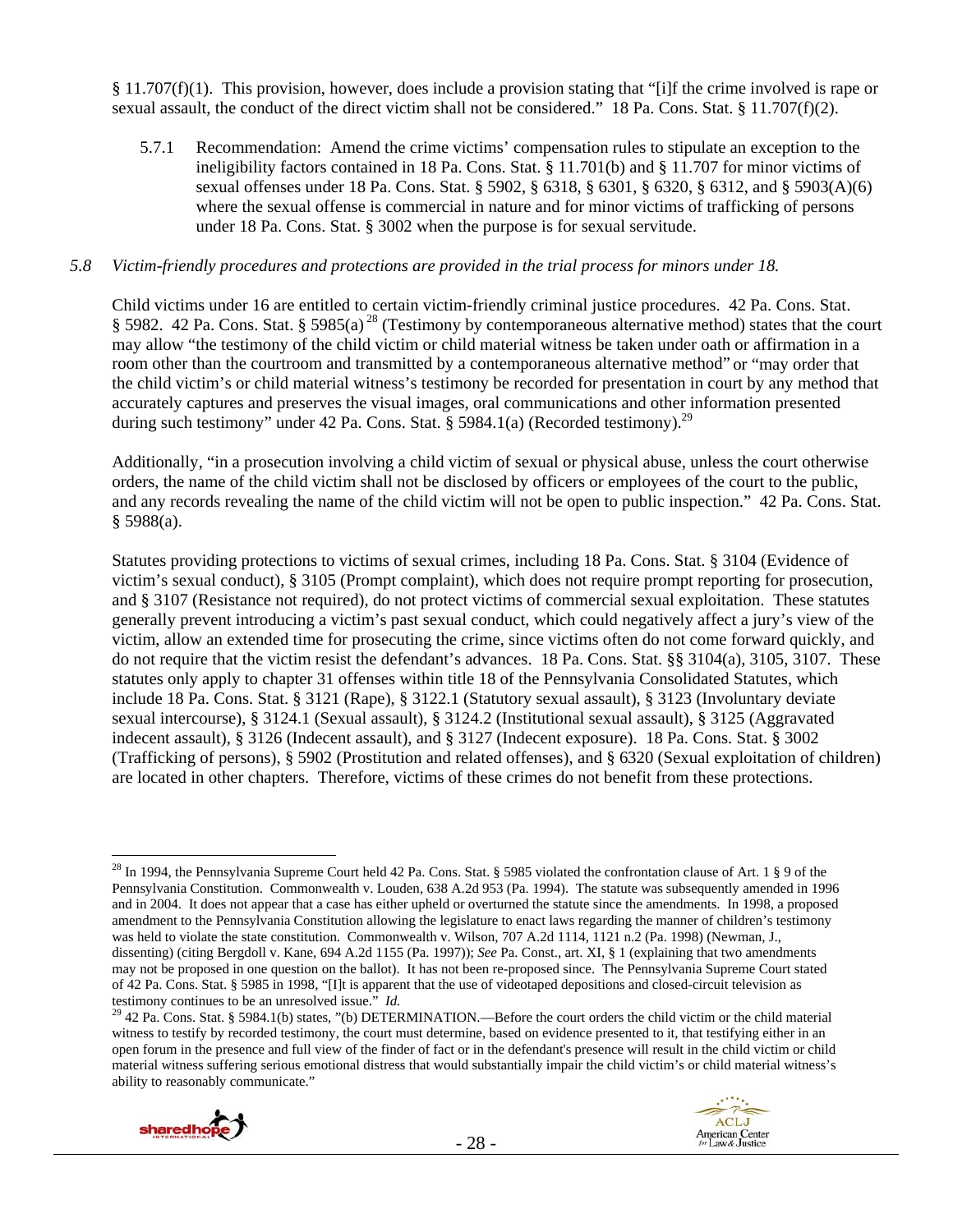§ 11.707(f)(1). This provision, however, does include a provision stating that "[i]f the crime involved is rape or sexual assault, the conduct of the direct victim shall not be considered." 18 Pa. Cons. Stat. § 11.707(f)(2).

5.7.1 Recommendation: Amend the crime victims' compensation rules to stipulate an exception to the ineligibility factors contained in 18 Pa. Cons. Stat. § 11.701(b) and § 11.707 for minor victims of sexual offenses under 18 Pa. Cons. Stat. § 5902, § 6318, § 6301, § 6320, § 6312, and § 5903(A)(6) where the sexual offense is commercial in nature and for minor victims of trafficking of persons under 18 Pa. Cons. Stat. § 3002 when the purpose is for sexual servitude.

*5.8 Victim-friendly procedures and protections are provided in the trial process for minors under 18.*

Child victims under 16 are entitled to certain victim-friendly criminal justice procedures. 42 Pa. Cons. Stat. § 5982. 42 Pa. Cons. Stat. § 5985(a)[28] (Testimony by contemporaneous alternative method) states that the court may allow "the testimony of the child victim or child material witness be taken under oath or affirmation in a room other than the courtroom and transmitted by a contemporaneous alternative method" or "may order that the child victim's or child material witness's testimony be recorded for presentation in court by any method that accurately captures and preserves the visual images, oral communications and other information presented during such testimony" under 42 Pa. Cons. Stat. § 5984.1(a) (Recorded testimony).[29]

Additionally, "in a prosecution involving a child victim of sexual or physical abuse, unless the court otherwise orders, the name of the child victim shall not be disclosed by officers or employees of the court to the public, and any records revealing the name of the child victim will not be open to public inspection." 42 Pa. Cons. Stat. § 5988(a).

Statutes providing protections to victims of sexual crimes, including 18 Pa. Cons. Stat. § 3104 (Evidence of victim's sexual conduct), § 3105 (Prompt complaint), which does not require prompt reporting for prosecution, and § 3107 (Resistance not required), do not protect victims of commercial sexual exploitation. These statutes generally prevent introducing a victim's past sexual conduct, which could negatively affect a jury's view of the victim, allow an extended time for prosecuting the crime, since victims often do not come forward quickly, and do not require that the victim resist the defendant's advances. 18 Pa. Cons. Stat. §§ 3104(a), 3105, 3107. These statutes only apply to chapter 31 offenses within title 18 of the Pennsylvania Consolidated Statutes, which include 18 Pa. Cons. Stat. § 3121 (Rape), § 3122.1 (Statutory sexual assault), § 3123 (Involuntary deviate sexual intercourse), § 3124.1 (Sexual assault), § 3124.2 (Institutional sexual assault), § 3125 (Aggravated indecent assault), § 3126 (Indecent assault), and § 3127 (Indecent exposure). 18 Pa. Cons. Stat. § 3002 (Trafficking of persons), § 5902 (Prostitution and related offenses), and § 6320 (Sexual exploitation of children) are located in other chapters. Therefore, victims of these crimes do not benefit from these protections.

---

[28] In 1994, the Pennsylvania Supreme Court held 42 Pa. Cons. Stat. § 5985 violated the confrontation clause of Art. 1 § 9 of the Pennsylvania Constitution. Commonwealth v. Louden, 638 A.2d 953 (Pa. 1994). The statute was subsequently amended in 1996 and in 2004. It does not appear that a case has either upheld or overturned the statute since the amendments. In 1998, a proposed amendment to the Pennsylvania Constitution allowing the legislature to enact laws regarding the manner of children's testimony was held to violate the state constitution. Commonwealth v. Wilson, 707 A.2d 1114, 1121 n.2 (Pa. 1998) (Newman, J., dissenting) (citing Bergdoll v. Kane, 694 A.2d 1155 (Pa. 1997)); *See* Pa. Const., art. XI, § 1 (explaining that two amendments may not be proposed in one question on the ballot). It has not been re-proposed since. The Pennsylvania Supreme Court stated of 42 Pa. Cons. Stat. § 5985 in 1998, "[I]t is apparent that the use of videotaped depositions and closed-circuit television as testimony continues to be an unresolved issue." *Id.*

[29] 42 Pa. Cons. Stat. § 5984.1(b) states, "(b) DETERMINATION.—Before the court orders the child victim or the child material witness to testify by recorded testimony, the court must determine, based on evidence presented to it, that testifying either in an open forum in the presence and full view of the finder of fact or in the defendant's presence will result in the child victim or child material witness suffering serious emotional distress that would substantially impair the child victim's or child material witness's ability to reasonably communicate."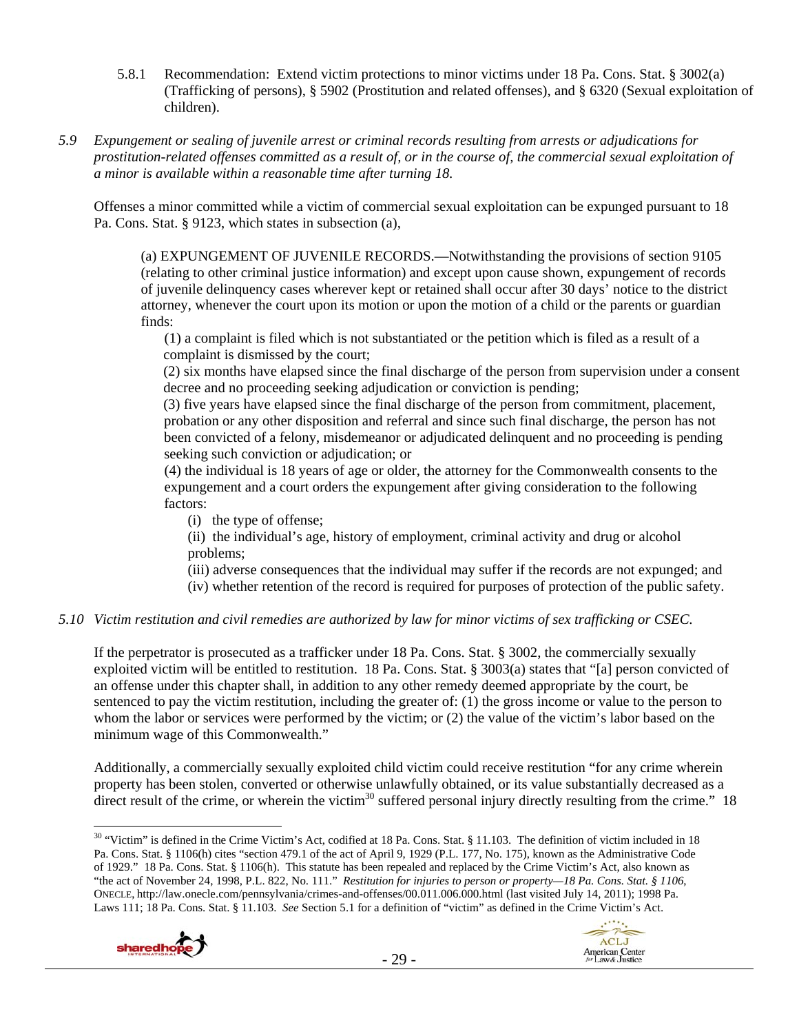5.8.1 Recommendation: Extend victim protections to minor victims under 18 Pa. Cons. Stat. § 3002(a) (Trafficking of persons), § 5902 (Prostitution and related offenses), and § 6320 (Sexual exploitation of children).

*5.9 Expungement or sealing of juvenile arrest or criminal records resulting from arrests or adjudications for prostitution-related offenses committed as a result of, or in the course of, the commercial sexual exploitation of a minor is available within a reasonable time after turning 18.*

Offenses a minor committed while a victim of commercial sexual exploitation can be expunged pursuant to 18 Pa. Cons. Stat. § 9123, which states in subsection (a),

> (a) EXPUNGEMENT OF JUVENILE RECORDS.—Notwithstanding the provisions of section 9105 (relating to other criminal justice information) and except upon cause shown, expungement of records of juvenile delinquency cases wherever kept or retained shall occur after 30 days' notice to the district attorney, whenever the court upon its motion or upon the motion of a child or the parents or guardian finds:
>
> (1) a complaint is filed which is not substantiated or the petition which is filed as a result of a complaint is dismissed by the court;
>
> (2) six months have elapsed since the final discharge of the person from supervision under a consent decree and no proceeding seeking adjudication or conviction is pending;
>
> (3) five years have elapsed since the final discharge of the person from commitment, placement, probation or any other disposition and referral and since such final discharge, the person has not been convicted of a felony, misdemeanor or adjudicated delinquent and no proceeding is pending seeking such conviction or adjudication; or
>
> (4) the individual is 18 years of age or older, the attorney for the Commonwealth consents to the expungement and a court orders the expungement after giving consideration to the following factors:
>
> (i) the type of offense;
>
> (ii) the individual's age, history of employment, criminal activity and drug or alcohol problems;
>
> (iii) adverse consequences that the individual may suffer if the records are not expunged; and
>
> (iv) whether retention of the record is required for purposes of protection of the public safety.

*5.10 Victim restitution and civil remedies are authorized by law for minor victims of sex trafficking or CSEC.*

If the perpetrator is prosecuted as a trafficker under 18 Pa. Cons. Stat. § 3002, the commercially sexually exploited victim will be entitled to restitution. 18 Pa. Cons. Stat. § 3003(a) states that "[a] person convicted of an offense under this chapter shall, in addition to any other remedy deemed appropriate by the court, be sentenced to pay the victim restitution, including the greater of: (1) the gross income or value to the person to whom the labor or services were performed by the victim; or (2) the value of the victim's labor based on the minimum wage of this Commonwealth."

Additionally, a commercially sexually exploited child victim could receive restitution "for any crime wherein property has been stolen, converted or otherwise unlawfully obtained, or its value substantially decreased as a direct result of the crime, or wherein the victim[30] suffered personal injury directly resulting from the crime." 18

---

[30] "Victim" is defined in the Crime Victim's Act, codified at 18 Pa. Cons. Stat. § 11.103. The definition of victim included in 18 Pa. Cons. Stat. § 1106(h) cites "section 479.1 of the act of April 9, 1929 (P.L. 177, No. 175), known as the Administrative Code of 1929." 18 Pa. Cons. Stat. § 1106(h). This statute has been repealed and replaced by the Crime Victim's Act, also known as "the act of November 24, 1998, P.L. 822, No. 111." *Restitution for injuries to person or property—18 Pa. Cons. Stat. § 1106*, ONECLE, http://law.onecle.com/pennsylvania/crimes-and-offenses/00.011.006.000.html (last visited July 14, 2011); 1998 Pa. Laws 111; 18 Pa. Cons. Stat. § 11.103. *See* Section 5.1 for a definition of "victim" as defined in the Crime Victim's Act.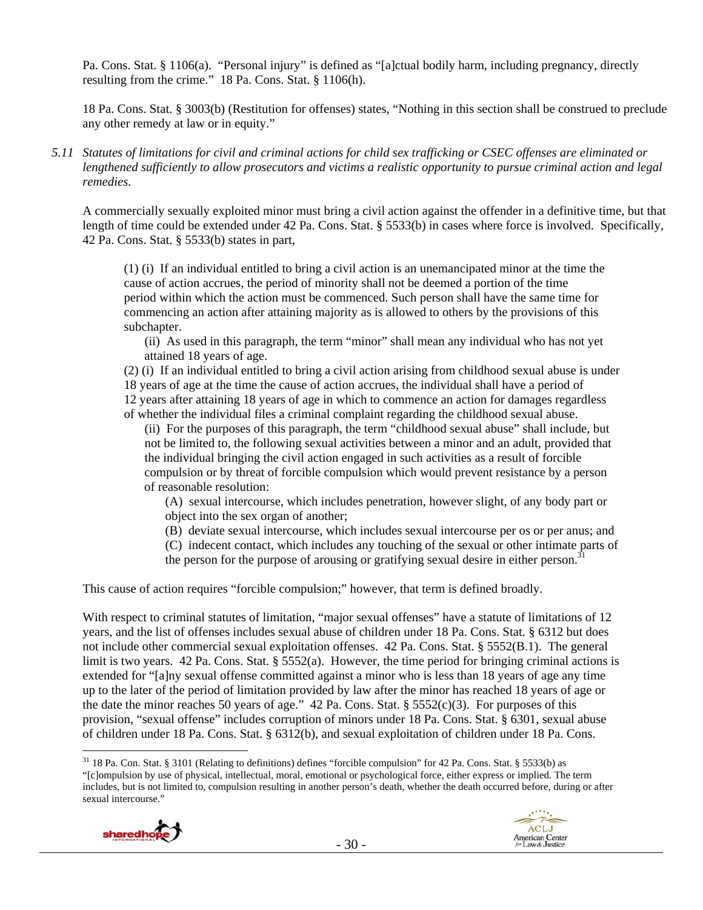Pa. Cons. Stat. § 1106(a). "Personal injury" is defined as "[a]ctual bodily harm, including pregnancy, directly resulting from the crime." 18 Pa. Cons. Stat. § 1106(h).

18 Pa. Cons. Stat. § 3003(b) (Restitution for offenses) states, "Nothing in this section shall be construed to preclude any other remedy at law or in equity."

*5.11 Statutes of limitations for civil and criminal actions for child sex trafficking or CSEC offenses are eliminated or lengthened sufficiently to allow prosecutors and victims a realistic opportunity to pursue criminal action and legal remedies.*

A commercially sexually exploited minor must bring a civil action against the offender in a definitive time, but that length of time could be extended under 42 Pa. Cons. Stat. § 5533(b) in cases where force is involved. Specifically, 42 Pa. Cons. Stat. § 5533(b) states in part,

> (1) (i) If an individual entitled to bring a civil action is an unemancipated minor at the time the cause of action accrues, the period of minority shall not be deemed a portion of the time period within which the action must be commenced. Such person shall have the same time for commencing an action after attaining majority as is allowed to others by the provisions of this subchapter.
>
> (ii) As used in this paragraph, the term "minor" shall mean any individual who has not yet attained 18 years of age.
>
> (2) (i) If an individual entitled to bring a civil action arising from childhood sexual abuse is under 18 years of age at the time the cause of action accrues, the individual shall have a period of 12 years after attaining 18 years of age in which to commence an action for damages regardless of whether the individual files a criminal complaint regarding the childhood sexual abuse.
>
> (ii) For the purposes of this paragraph, the term "childhood sexual abuse" shall include, but not be limited to, the following sexual activities between a minor and an adult, provided that the individual bringing the civil action engaged in such activities as a result of forcible compulsion or by threat of forcible compulsion which would prevent resistance by a person of reasonable resolution:
>
> (A) sexual intercourse, which includes penetration, however slight, of any body part or object into the sex organ of another;
>
> (B) deviate sexual intercourse, which includes sexual intercourse per os or per anus; and
>
> (C) indecent contact, which includes any touching of the sexual or other intimate parts of the person for the purpose of arousing or gratifying sexual desire in either person.[31]

This cause of action requires "forcible compulsion;" however, that term is defined broadly.

With respect to criminal statutes of limitation, "major sexual offenses" have a statute of limitations of 12 years, and the list of offenses includes sexual abuse of children under 18 Pa. Cons. Stat. § 6312 but does not include other commercial sexual exploitation offenses. 42 Pa. Cons. Stat. § 5552(B.1). The general limit is two years. 42 Pa. Cons. Stat. § 5552(a). However, the time period for bringing criminal actions is extended for "[a]ny sexual offense committed against a minor who is less than 18 years of age any time up to the later of the period of limitation provided by law after the minor has reached 18 years of age or the date the minor reaches 50 years of age." 42 Pa. Cons. Stat. § 5552(c)(3). For purposes of this provision, "sexual offense" includes corruption of minors under 18 Pa. Cons. Stat. § 6301, sexual abuse of children under 18 Pa. Cons. Stat. § 6312(b), and sexual exploitation of children under 18 Pa. Cons.

---

[31] 18 Pa. Con. Stat. § 3101 (Relating to definitions) defines "forcible compulsion" for 42 Pa. Cons. Stat. § 5533(b) as "[c]ompulsion by use of physical, intellectual, moral, emotional or psychological force, either express or implied. The term includes, but is not limited to, compulsion resulting in another person's death, whether the death occurred before, during or after sexual intercourse."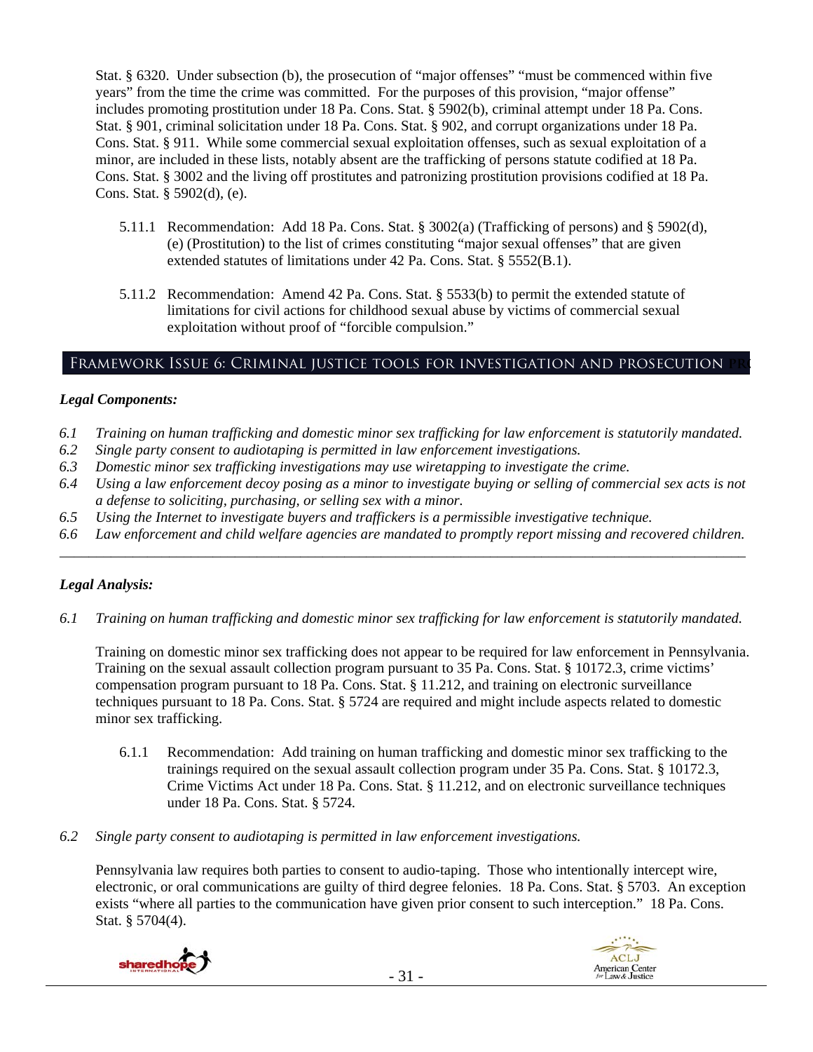Stat. § 6320. Under subsection (b), the prosecution of "major offenses" "must be commenced within five years" from the time the crime was committed. For the purposes of this provision, "major offense" includes promoting prostitution under 18 Pa. Cons. Stat. § 5902(b), criminal attempt under 18 Pa. Cons. Stat. § 901, criminal solicitation under 18 Pa. Cons. Stat. § 902, and corrupt organizations under 18 Pa. Cons. Stat. § 911. While some commercial sexual exploitation offenses, such as sexual exploitation of a minor, are included in these lists, notably absent are the trafficking of persons statute codified at 18 Pa. Cons. Stat. § 3002 and the living off prostitutes and patronizing prostitution provisions codified at 18 Pa. Cons. Stat. § 5902(d), (e).

5.11.1 Recommendation: Add 18 Pa. Cons. Stat. § 3002(a) (Trafficking of persons) and § 5902(d), (e) (Prostitution) to the list of crimes constituting "major sexual offenses" that are given extended statutes of limitations under 42 Pa. Cons. Stat. § 5552(B.1).

5.11.2 Recommendation: Amend 42 Pa. Cons. Stat. § 5533(b) to permit the extended statute of limitations for civil actions for childhood sexual abuse by victims of commercial sexual exploitation without proof of "forcible compulsion."

## Framework Issue 6: Criminal justice tools for investigation and prosecution

### *Legal Components:*

*6.1 Training on human trafficking and domestic minor sex trafficking for law enforcement is statutorily mandated.*
*6.2 Single party consent to audiotaping is permitted in law enforcement investigations.*
*6.3 Domestic minor sex trafficking investigations may use wiretapping to investigate the crime.*
*6.4 Using a law enforcement decoy posing as a minor to investigate buying or selling of commercial sex acts is not a defense to soliciting, purchasing, or selling sex with a minor.*
*6.5 Using the Internet to investigate buyers and traffickers is a permissible investigative technique.*
*6.6 Law enforcement and child welfare agencies are mandated to promptly report missing and recovered children.*

---

### *Legal Analysis:*

*6.1 Training on human trafficking and domestic minor sex trafficking for law enforcement is statutorily mandated.*

Training on domestic minor sex trafficking does not appear to be required for law enforcement in Pennsylvania. Training on the sexual assault collection program pursuant to 35 Pa. Cons. Stat. § 10172.3, crime victims' compensation program pursuant to 18 Pa. Cons. Stat. § 11.212, and training on electronic surveillance techniques pursuant to 18 Pa. Cons. Stat. § 5724 are required and might include aspects related to domestic minor sex trafficking.

6.1.1 Recommendation: Add training on human trafficking and domestic minor sex trafficking to the trainings required on the sexual assault collection program under 35 Pa. Cons. Stat. § 10172.3, Crime Victims Act under 18 Pa. Cons. Stat. § 11.212, and on electronic surveillance techniques under 18 Pa. Cons. Stat. § 5724.

*6.2 Single party consent to audiotaping is permitted in law enforcement investigations.*

Pennsylvania law requires both parties to consent to audio-taping. Those who intentionally intercept wire, electronic, or oral communications are guilty of third degree felonies. 18 Pa. Cons. Stat. § 5703. An exception exists "where all parties to the communication have given prior consent to such interception." 18 Pa. Cons. Stat. § 5704(4).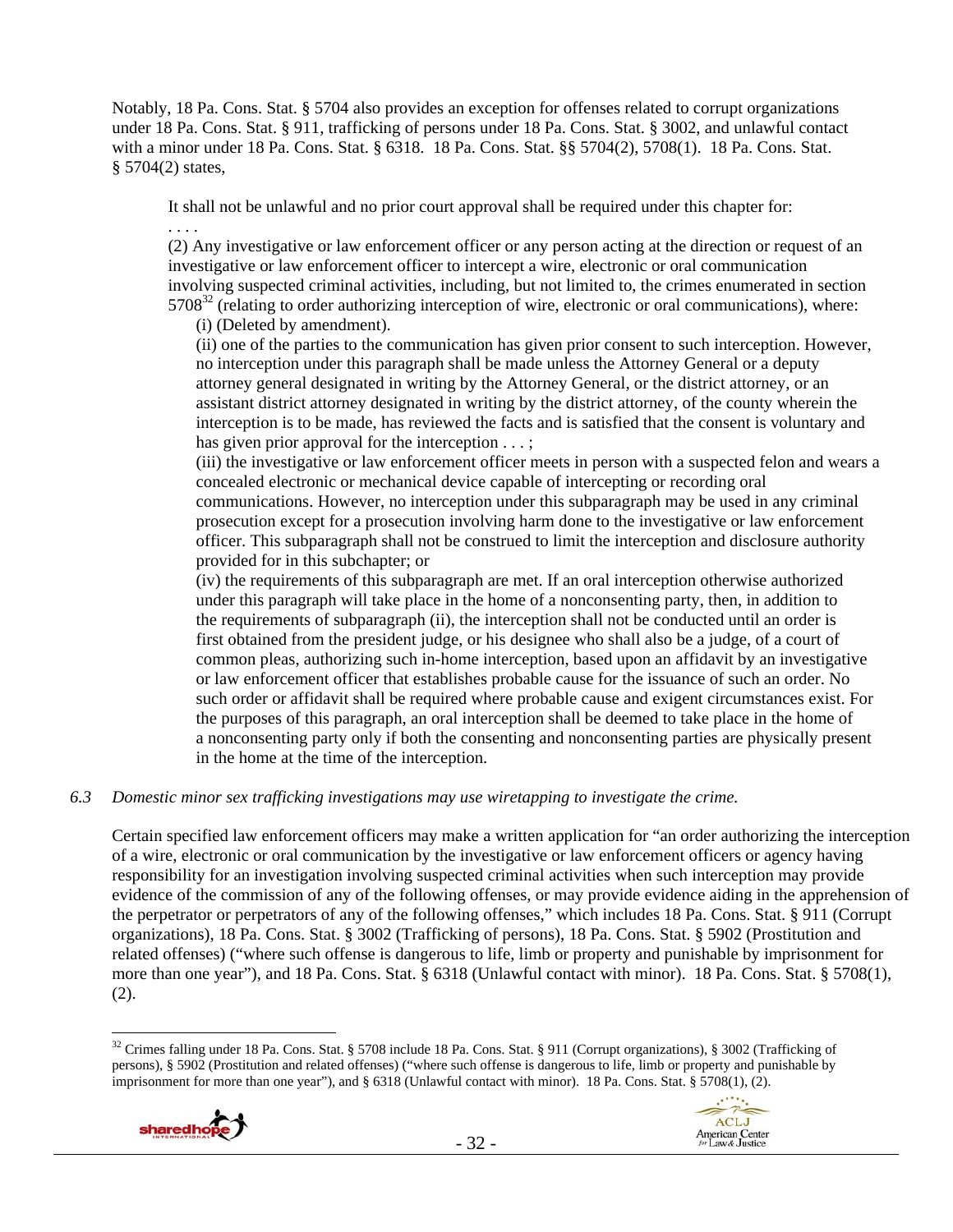Notably, 18 Pa. Cons. Stat. § 5704 also provides an exception for offenses related to corrupt organizations under 18 Pa. Cons. Stat. § 911, trafficking of persons under 18 Pa. Cons. Stat. § 3002, and unlawful contact with a minor under 18 Pa. Cons. Stat. § 6318. 18 Pa. Cons. Stat. §§ 5704(2), 5708(1). 18 Pa. Cons. Stat. § 5704(2) states,

> It shall not be unlawful and no prior court approval shall be required under this chapter for:
> . . . .
> (2) Any investigative or law enforcement officer or any person acting at the direction or request of an investigative or law enforcement officer to intercept a wire, electronic or oral communication involving suspected criminal activities, including, but not limited to, the crimes enumerated in section 5708[32] (relating to order authorizing interception of wire, electronic or oral communications), where:
>
> (i) (Deleted by amendment).
>
> (ii) one of the parties to the communication has given prior consent to such interception. However, no interception under this paragraph shall be made unless the Attorney General or a deputy attorney general designated in writing by the Attorney General, or the district attorney, or an assistant district attorney designated in writing by the district attorney, of the county wherein the interception is to be made, has reviewed the facts and is satisfied that the consent is voluntary and has given prior approval for the interception . . . ;
>
> (iii) the investigative or law enforcement officer meets in person with a suspected felon and wears a concealed electronic or mechanical device capable of intercepting or recording oral communications. However, no interception under this subparagraph may be used in any criminal prosecution except for a prosecution involving harm done to the investigative or law enforcement officer. This subparagraph shall not be construed to limit the interception and disclosure authority provided for in this subchapter; or
>
> (iv) the requirements of this subparagraph are met. If an oral interception otherwise authorized under this paragraph will take place in the home of a nonconsenting party, then, in addition to the requirements of subparagraph (ii), the interception shall not be conducted until an order is first obtained from the president judge, or his designee who shall also be a judge, of a court of common pleas, authorizing such in-home interception, based upon an affidavit by an investigative or law enforcement officer that establishes probable cause for the issuance of such an order. No such order or affidavit shall be required where probable cause and exigent circumstances exist. For the purposes of this paragraph, an oral interception shall be deemed to take place in the home of a nonconsenting party only if both the consenting and nonconsenting parties are physically present in the home at the time of the interception.

*6.3 Domestic minor sex trafficking investigations may use wiretapping to investigate the crime.*

Certain specified law enforcement officers may make a written application for "an order authorizing the interception of a wire, electronic or oral communication by the investigative or law enforcement officers or agency having responsibility for an investigation involving suspected criminal activities when such interception may provide evidence of the commission of any of the following offenses, or may provide evidence aiding in the apprehension of the perpetrator or perpetrators of any of the following offenses," which includes 18 Pa. Cons. Stat. § 911 (Corrupt organizations), 18 Pa. Cons. Stat. § 3002 (Trafficking of persons), 18 Pa. Cons. Stat. § 5902 (Prostitution and related offenses) ("where such offense is dangerous to life, limb or property and punishable by imprisonment for more than one year"), and 18 Pa. Cons. Stat. § 6318 (Unlawful contact with minor). 18 Pa. Cons. Stat. § 5708(1), (2).

[32] Crimes falling under 18 Pa. Cons. Stat. § 5708 include 18 Pa. Cons. Stat. § 911 (Corrupt organizations), § 3002 (Trafficking of persons), § 5902 (Prostitution and related offenses) ("where such offense is dangerous to life, limb or property and punishable by imprisonment for more than one year"), and § 6318 (Unlawful contact with minor). 18 Pa. Cons. Stat. § 5708(1), (2).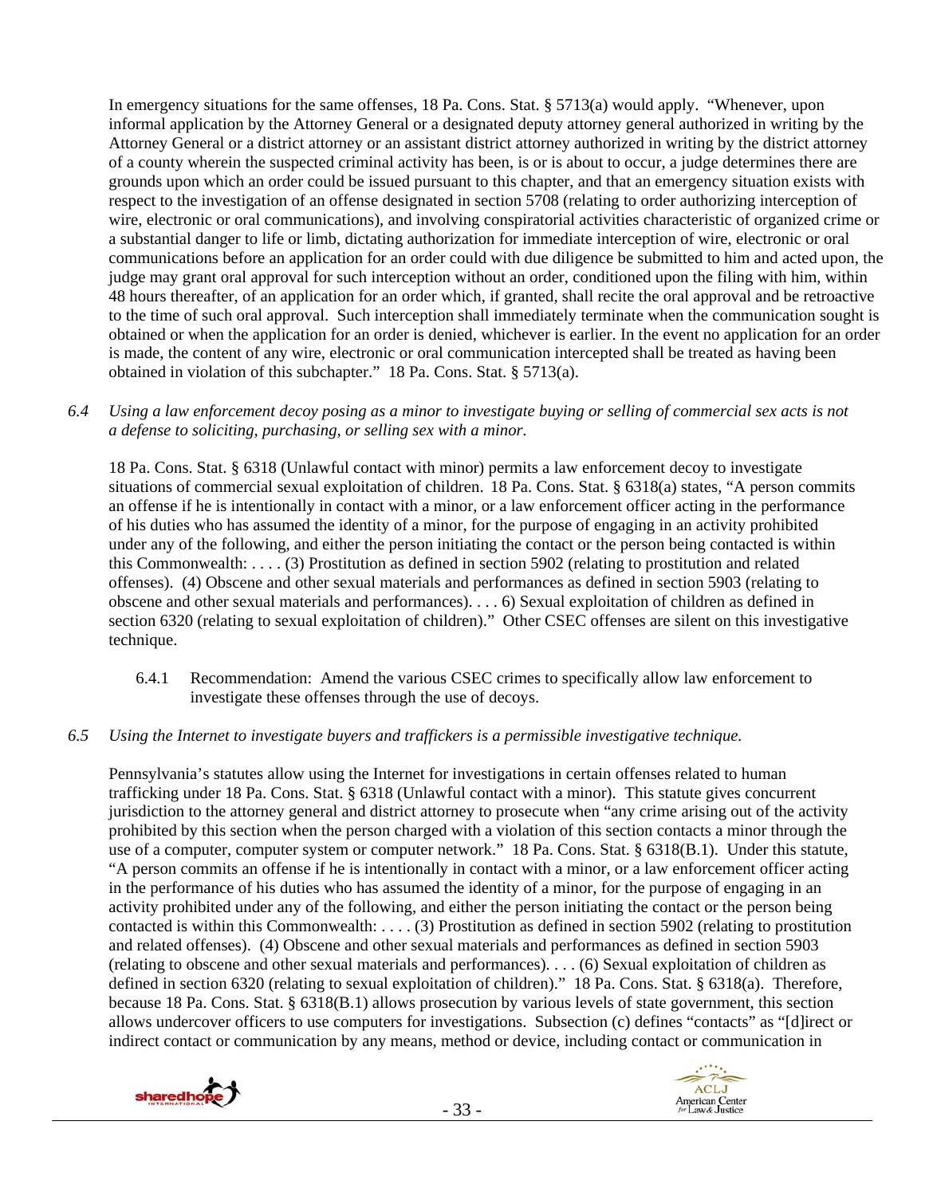In emergency situations for the same offenses, 18 Pa. Cons. Stat. § 5713(a) would apply. "Whenever, upon informal application by the Attorney General or a designated deputy attorney general authorized in writing by the Attorney General or a district attorney or an assistant district attorney authorized in writing by the district attorney of a county wherein the suspected criminal activity has been, is or is about to occur, a judge determines there are grounds upon which an order could be issued pursuant to this chapter, and that an emergency situation exists with respect to the investigation of an offense designated in section 5708 (relating to order authorizing interception of wire, electronic or oral communications), and involving conspiratorial activities characteristic of organized crime or a substantial danger to life or limb, dictating authorization for immediate interception of wire, electronic or oral communications before an application for an order could with due diligence be submitted to him and acted upon, the judge may grant oral approval for such interception without an order, conditioned upon the filing with him, within 48 hours thereafter, of an application for an order which, if granted, shall recite the oral approval and be retroactive to the time of such oral approval. Such interception shall immediately terminate when the communication sought is obtained or when the application for an order is denied, whichever is earlier. In the event no application for an order is made, the content of any wire, electronic or oral communication intercepted shall be treated as having been obtained in violation of this subchapter." 18 Pa. Cons. Stat. § 5713(a).

*6.4 Using a law enforcement decoy posing as a minor to investigate buying or selling of commercial sex acts is not a defense to soliciting, purchasing, or selling sex with a minor.*

18 Pa. Cons. Stat. § 6318 (Unlawful contact with minor) permits a law enforcement decoy to investigate situations of commercial sexual exploitation of children. 18 Pa. Cons. Stat. § 6318(a) states, "A person commits an offense if he is intentionally in contact with a minor, or a law enforcement officer acting in the performance of his duties who has assumed the identity of a minor, for the purpose of engaging in an activity prohibited under any of the following, and either the person initiating the contact or the person being contacted is within this Commonwealth: . . . . (3) Prostitution as defined in section 5902 (relating to prostitution and related offenses). (4) Obscene and other sexual materials and performances as defined in section 5903 (relating to obscene and other sexual materials and performances). . . . 6) Sexual exploitation of children as defined in section 6320 (relating to sexual exploitation of children)." Other CSEC offenses are silent on this investigative technique.

6.4.1 Recommendation: Amend the various CSEC crimes to specifically allow law enforcement to investigate these offenses through the use of decoys.

*6.5 Using the Internet to investigate buyers and traffickers is a permissible investigative technique.*

Pennsylvania's statutes allow using the Internet for investigations in certain offenses related to human trafficking under 18 Pa. Cons. Stat. § 6318 (Unlawful contact with a minor). This statute gives concurrent jurisdiction to the attorney general and district attorney to prosecute when "any crime arising out of the activity prohibited by this section when the person charged with a violation of this section contacts a minor through the use of a computer, computer system or computer network." 18 Pa. Cons. Stat. § 6318(B.1). Under this statute, "A person commits an offense if he is intentionally in contact with a minor, or a law enforcement officer acting in the performance of his duties who has assumed the identity of a minor, for the purpose of engaging in an activity prohibited under any of the following, and either the person initiating the contact or the person being contacted is within this Commonwealth: . . . . (3) Prostitution as defined in section 5902 (relating to prostitution and related offenses). (4) Obscene and other sexual materials and performances as defined in section 5903 (relating to obscene and other sexual materials and performances). . . . (6) Sexual exploitation of children as defined in section 6320 (relating to sexual exploitation of children)." 18 Pa. Cons. Stat. § 6318(a). Therefore, because 18 Pa. Cons. Stat. § 6318(B.1) allows prosecution by various levels of state government, this section allows undercover officers to use computers for investigations. Subsection (c) defines "contacts" as "[d]irect or indirect contact or communication by any means, method or device, including contact or communication in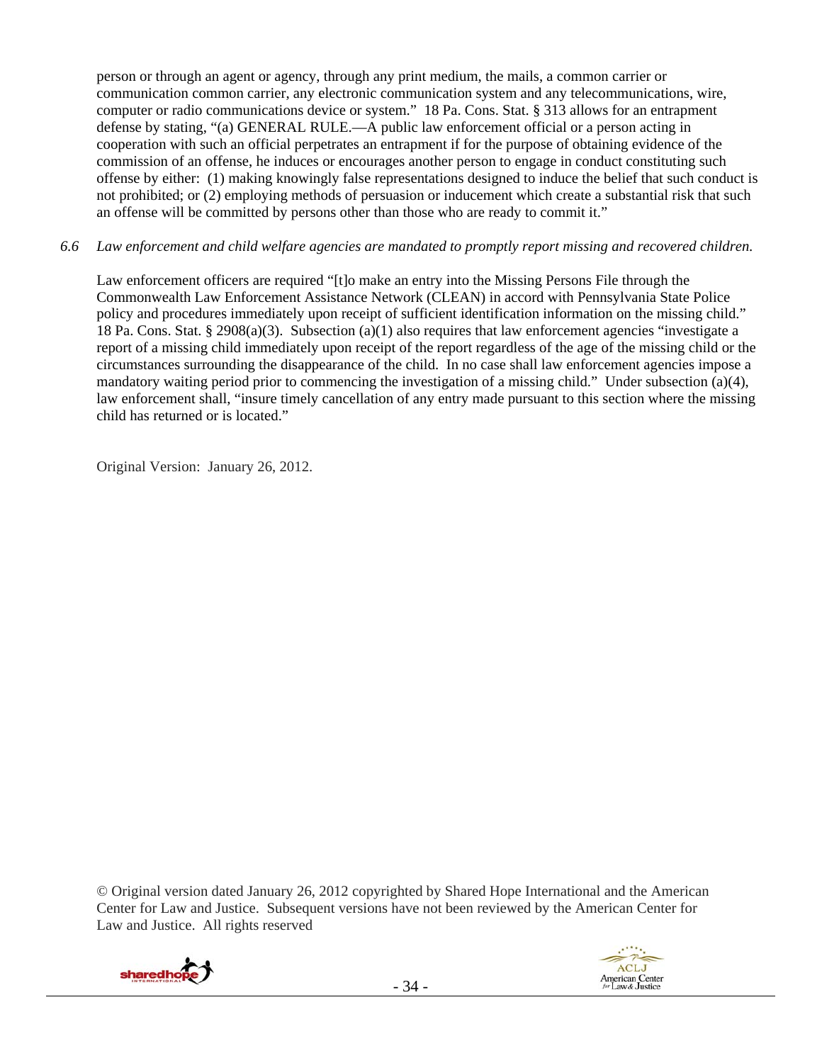person or through an agent or agency, through any print medium, the mails, a common carrier or communication common carrier, any electronic communication system and any telecommunications, wire, computer or radio communications device or system." 18 Pa. Cons. Stat. § 313 allows for an entrapment defense by stating, "(a) GENERAL RULE.—A public law enforcement official or a person acting in cooperation with such an official perpetrates an entrapment if for the purpose of obtaining evidence of the commission of an offense, he induces or encourages another person to engage in conduct constituting such offense by either: (1) making knowingly false representations designed to induce the belief that such conduct is not prohibited; or (2) employing methods of persuasion or inducement which create a substantial risk that such an offense will be committed by persons other than those who are ready to commit it."

*6.6 Law enforcement and child welfare agencies are mandated to promptly report missing and recovered children.*

Law enforcement officers are required "[t]o make an entry into the Missing Persons File through the Commonwealth Law Enforcement Assistance Network (CLEAN) in accord with Pennsylvania State Police policy and procedures immediately upon receipt of sufficient identification information on the missing child." 18 Pa. Cons. Stat. § 2908(a)(3). Subsection (a)(1) also requires that law enforcement agencies "investigate a report of a missing child immediately upon receipt of the report regardless of the age of the missing child or the circumstances surrounding the disappearance of the child. In no case shall law enforcement agencies impose a mandatory waiting period prior to commencing the investigation of a missing child." Under subsection (a)(4), law enforcement shall, "insure timely cancellation of any entry made pursuant to this section where the missing child has returned or is located."

Original Version: January 26, 2012.

© Original version dated January 26, 2012 copyrighted by Shared Hope International and the American Center for Law and Justice. Subsequent versions have not been reviewed by the American Center for Law and Justice. All rights reserved